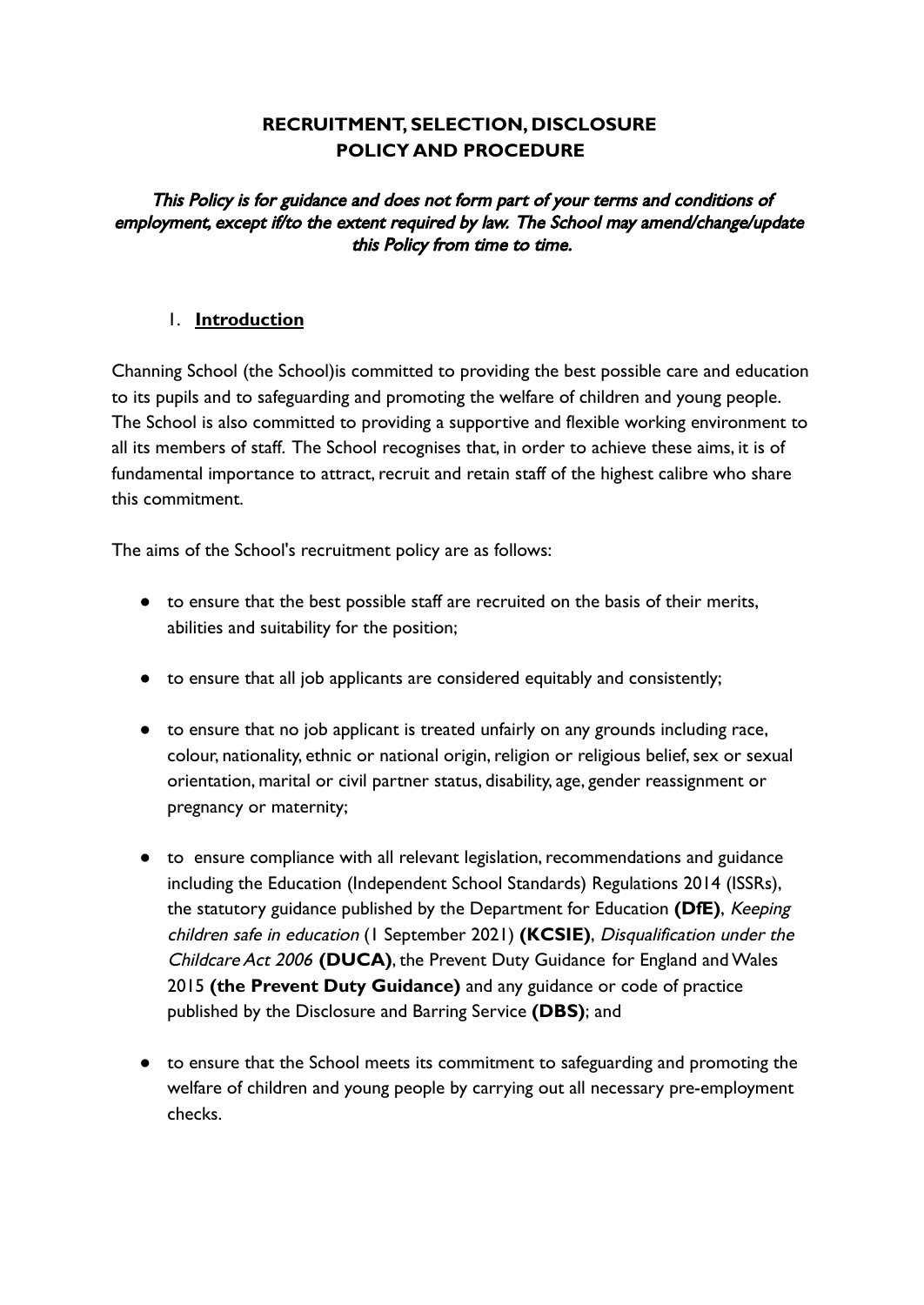# RECRUITMENT, SELECTION, DISCLOSURE POLICY AND PROCEDURE

*This Policy is for guidance and does not form part of your terms and conditions of employment, except if/to the extent required by law. The School may amend/change/update this Policy from time to time.*

## 1. Introduction

Channing School (the School)is committed to providing the best possible care and education to its pupils and to safeguarding and promoting the welfare of children and young people. The School is also committed to providing a supportive and flexible working environment to all its members of staff. The School recognises that, in order to achieve these aims, it is of fundamental importance to attract, recruit and retain staff of the highest calibre who share this commitment.

The aims of the School's recruitment policy are as follows:

- to ensure that the best possible staff are recruited on the basis of their merits, abilities and suitability for the position;
- to ensure that all job applicants are considered equitably and consistently;
- to ensure that no job applicant is treated unfairly on any grounds including race, colour, nationality, ethnic or national origin, religion or religious belief, sex or sexual orientation, marital or civil partner status, disability, age, gender reassignment or pregnancy or maternity;
- to ensure compliance with all relevant legislation, recommendations and guidance including the Education (Independent School Standards) Regulations 2014 (ISSRs), the statutory guidance published by the Department for Education **(DfE)**, *Keeping children safe in education* (1 September 2021) **(KCSIE)**, *Disqualification under the Childcare Act 2006* **(DUCA)**, the Prevent Duty Guidance for England and Wales 2015 **(the Prevent Duty Guidance)** and any guidance or code of practice published by the Disclosure and Barring Service **(DBS)**; and
- to ensure that the School meets its commitment to safeguarding and promoting the welfare of children and young people by carrying out all necessary pre-employment checks.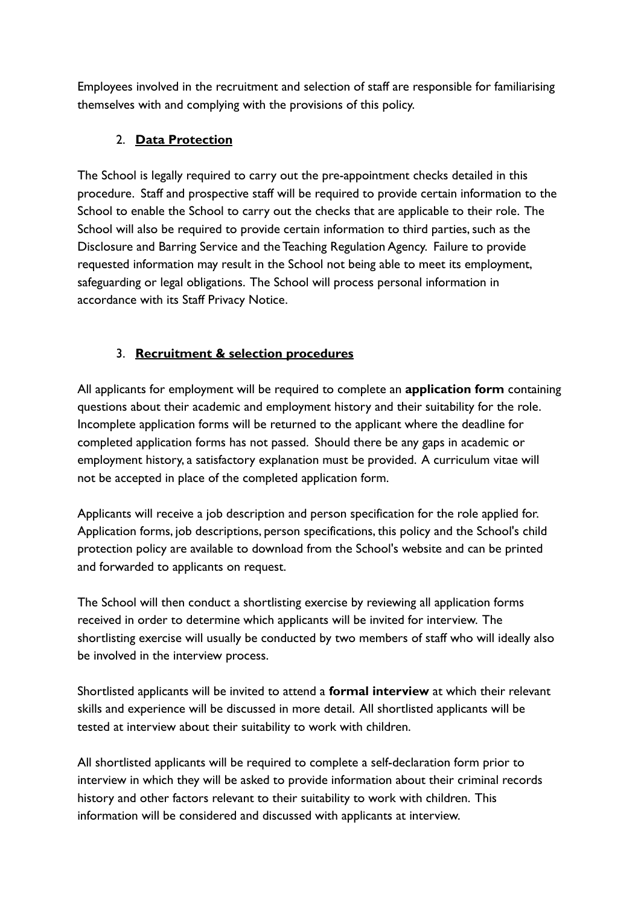Employees involved in the recruitment and selection of staff are responsible for familiarising themselves with and complying with the provisions of this policy.

## 2. **Data Protection**

The School is legally required to carry out the pre-appointment checks detailed in this procedure. Staff and prospective staff will be required to provide certain information to the School to enable the School to carry out the checks that are applicable to their role. The School will also be required to provide certain information to third parties, such as the Disclosure and Barring Service and the Teaching Regulation Agency. Failure to provide requested information may result in the School not being able to meet its employment, safeguarding or legal obligations. The School will process personal information in accordance with its Staff Privacy Notice.

## 3. **Recruitment & selection procedures**

All applicants for employment will be required to complete an **application form** containing questions about their academic and employment history and their suitability for the role. Incomplete application forms will be returned to the applicant where the deadline for completed application forms has not passed. Should there be any gaps in academic or employment history, a satisfactory explanation must be provided. A curriculum vitae will not be accepted in place of the completed application form.

Applicants will receive a job description and person specification for the role applied for. Application forms, job descriptions, person specifications, this policy and the School's child protection policy are available to download from the School's website and can be printed and forwarded to applicants on request.

The School will then conduct a shortlisting exercise by reviewing all application forms received in order to determine which applicants will be invited for interview. The shortlisting exercise will usually be conducted by two members of staff who will ideally also be involved in the interview process.

Shortlisted applicants will be invited to attend a **formal interview** at which their relevant skills and experience will be discussed in more detail. All shortlisted applicants will be tested at interview about their suitability to work with children.

All shortlisted applicants will be required to complete a self-declaration form prior to interview in which they will be asked to provide information about their criminal records history and other factors relevant to their suitability to work with children. This information will be considered and discussed with applicants at interview.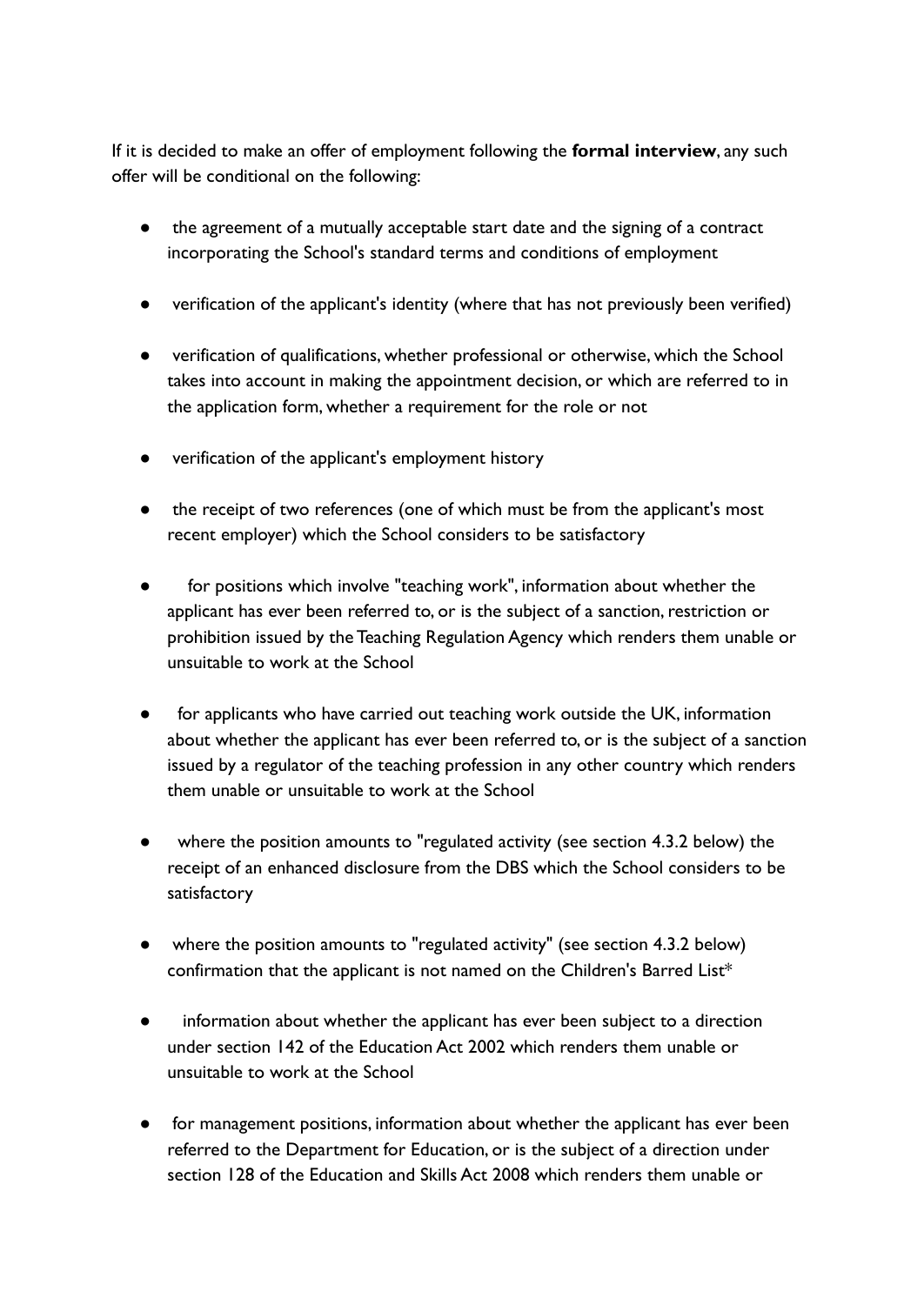If it is decided to make an offer of employment following the **formal interview**, any such offer will be conditional on the following:

- the agreement of a mutually acceptable start date and the signing of a contract incorporating the School's standard terms and conditions of employment
- verification of the applicant's identity (where that has not previously been verified)
- verification of qualifications, whether professional or otherwise, which the School takes into account in making the appointment decision, or which are referred to in the application form, whether a requirement for the role or not
- verification of the applicant's employment history
- the receipt of two references (one of which must be from the applicant's most recent employer) which the School considers to be satisfactory
- for positions which involve "teaching work", information about whether the applicant has ever been referred to, or is the subject of a sanction, restriction or prohibition issued by the Teaching Regulation Agency which renders them unable or unsuitable to work at the School
- for applicants who have carried out teaching work outside the UK, information about whether the applicant has ever been referred to, or is the subject of a sanction issued by a regulator of the teaching profession in any other country which renders them unable or unsuitable to work at the School
- where the position amounts to "regulated activity (see section 4.3.2 below) the receipt of an enhanced disclosure from the DBS which the School considers to be satisfactory
- where the position amounts to "regulated activity" (see section 4.3.2 below) confirmation that the applicant is not named on the Children's Barred List*
- information about whether the applicant has ever been subject to a direction under section 142 of the Education Act 2002 which renders them unable or unsuitable to work at the School
- for management positions, information about whether the applicant has ever been referred to the Department for Education, or is the subject of a direction under section 128 of the Education and Skills Act 2008 which renders them unable or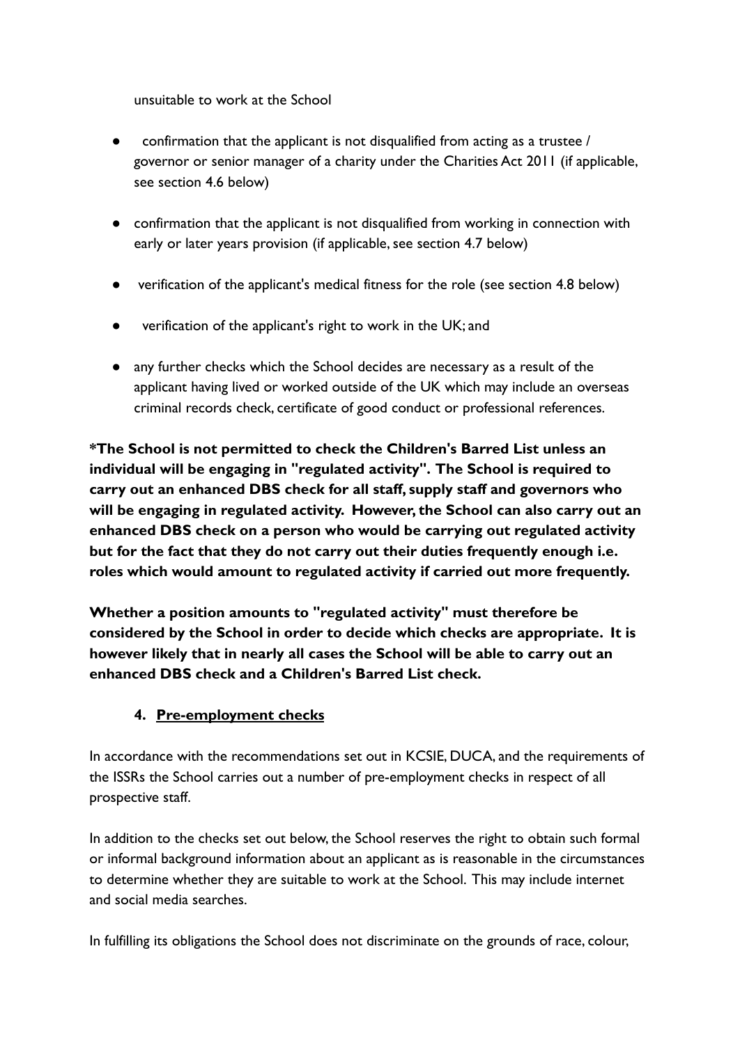unsuitable to work at the School

- confirmation that the applicant is not disqualified from acting as a trustee / governor or senior manager of a charity under the Charities Act 2011 (if applicable, see section 4.6 below)

- confirmation that the applicant is not disqualified from working in connection with early or later years provision (if applicable, see section 4.7 below)

- verification of the applicant's medical fitness for the role (see section 4.8 below)

- verification of the applicant's right to work in the UK; and

- any further checks which the School decides are necessary as a result of the applicant having lived or worked outside of the UK which may include an overseas criminal records check, certificate of good conduct or professional references.

**\*The School is not permitted to check the Children's Barred List unless an individual will be engaging in "regulated activity". The School is required to carry out an enhanced DBS check for all staff, supply staff and governors who will be engaging in regulated activity. However, the School can also carry out an enhanced DBS check on a person who would be carrying out regulated activity but for the fact that they do not carry out their duties frequently enough i.e. roles which would amount to regulated activity if carried out more frequently.**

**Whether a position amounts to "regulated activity" must therefore be considered by the School in order to decide which checks are appropriate. It is however likely that in nearly all cases the School will be able to carry out an enhanced DBS check and a Children's Barred List check.**

## 4. Pre-employment checks

In accordance with the recommendations set out in KCSIE, DUCA, and the requirements of the ISSRs the School carries out a number of pre-employment checks in respect of all prospective staff.

In addition to the checks set out below, the School reserves the right to obtain such formal or informal background information about an applicant as is reasonable in the circumstances to determine whether they are suitable to work at the School. This may include internet and social media searches.

In fulfilling its obligations the School does not discriminate on the grounds of race, colour,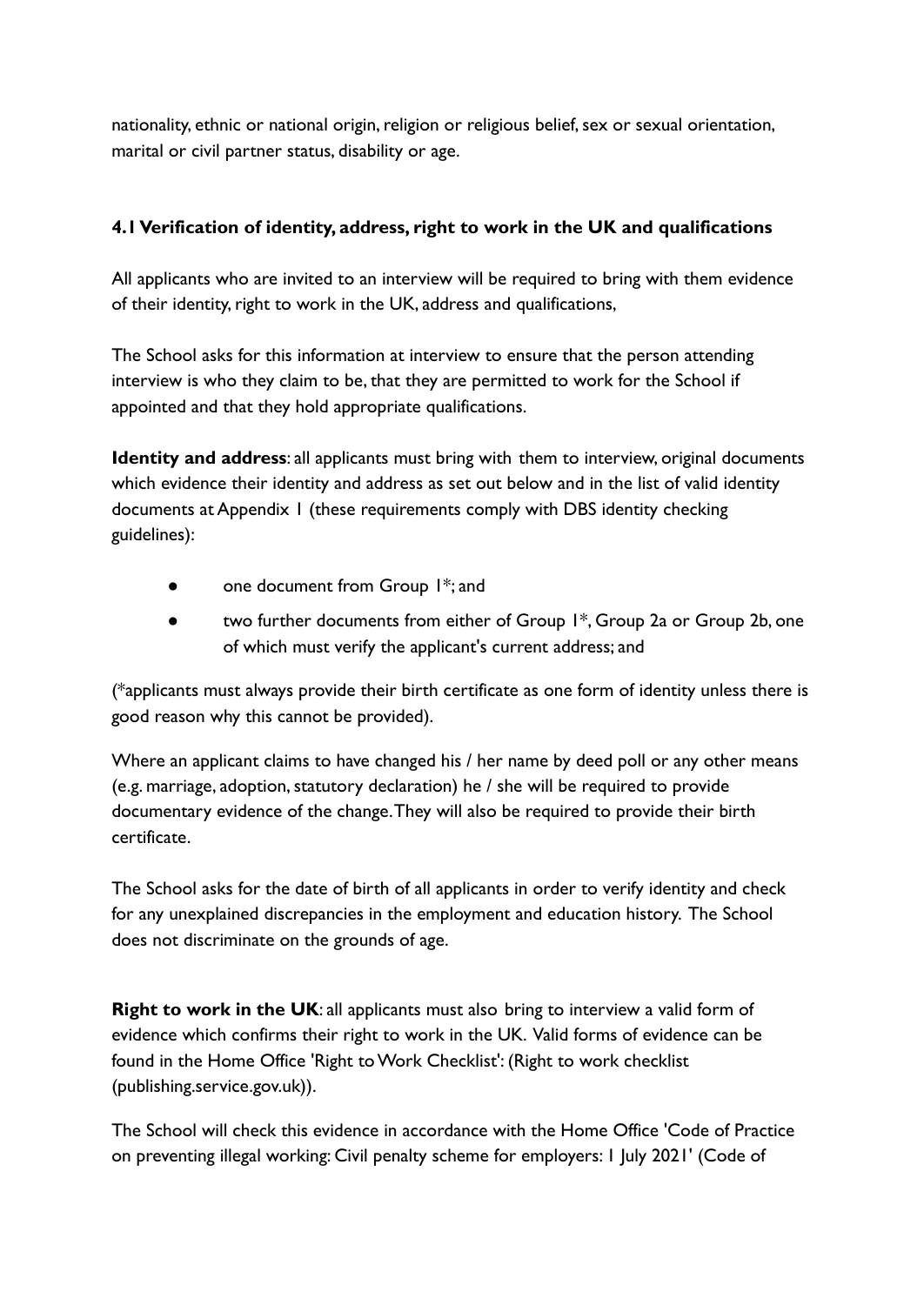nationality, ethnic or national origin, religion or religious belief, sex or sexual orientation, marital or civil partner status, disability or age.

### 4.1 Verification of identity, address, right to work in the UK and qualifications

All applicants who are invited to an interview will be required to bring with them evidence of their identity, right to work in the UK, address and qualifications,

The School asks for this information at interview to ensure that the person attending interview is who they claim to be, that they are permitted to work for the School if appointed and that they hold appropriate qualifications.

**Identity and address**: all applicants must bring with them to interview, original documents which evidence their identity and address as set out below and in the list of valid identity documents at Appendix 1 (these requirements comply with DBS identity checking guidelines):

- one document from Group 1*; and
- two further documents from either of Group 1*, Group 2a or Group 2b, one of which must verify the applicant's current address; and

(*applicants must always provide their birth certificate as one form of identity unless there is good reason why this cannot be provided).

Where an applicant claims to have changed his / her name by deed poll or any other means (e.g. marriage, adoption, statutory declaration) he / she will be required to provide documentary evidence of the change. They will also be required to provide their birth certificate.

The School asks for the date of birth of all applicants in order to verify identity and check for any unexplained discrepancies in the employment and education history. The School does not discriminate on the grounds of age.

**Right to work in the UK**: all applicants must also bring to interview a valid form of evidence which confirms their right to work in the UK. Valid forms of evidence can be found in the Home Office 'Right to Work Checklist': (Right to work checklist (publishing.service.gov.uk)).

The School will check this evidence in accordance with the Home Office 'Code of Practice on preventing illegal working: Civil penalty scheme for employers: 1 July 2021' (Code of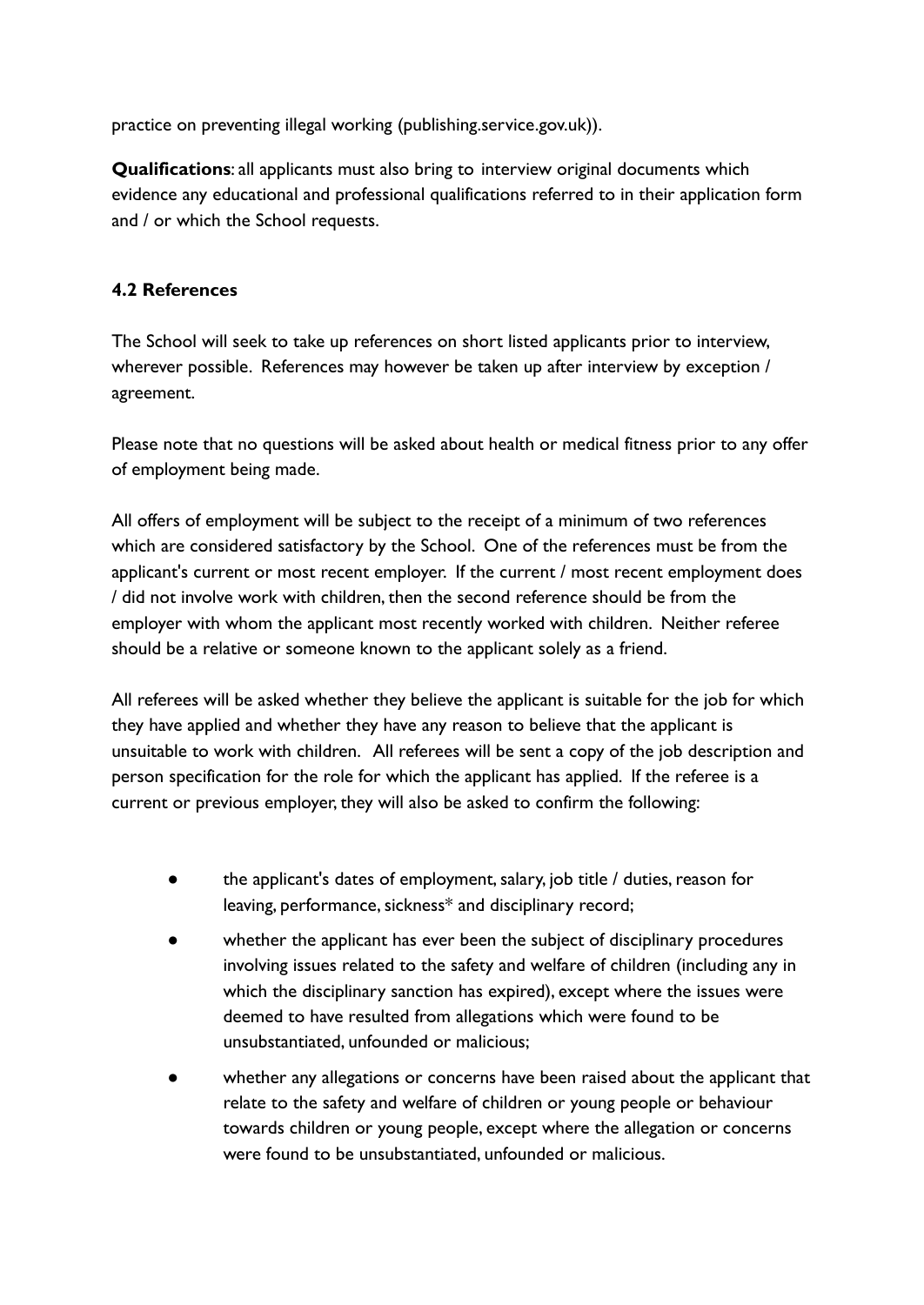practice on preventing illegal working (publishing.service.gov.uk)).

**Qualifications**: all applicants must also bring to interview original documents which evidence any educational and professional qualifications referred to in their application form and / or which the School requests.

### 4.2 References

The School will seek to take up references on short listed applicants prior to interview, wherever possible. References may however be taken up after interview by exception / agreement.

Please note that no questions will be asked about health or medical fitness prior to any offer of employment being made.

All offers of employment will be subject to the receipt of a minimum of two references which are considered satisfactory by the School. One of the references must be from the applicant's current or most recent employer. If the current / most recent employment does / did not involve work with children, then the second reference should be from the employer with whom the applicant most recently worked with children. Neither referee should be a relative or someone known to the applicant solely as a friend.

All referees will be asked whether they believe the applicant is suitable for the job for which they have applied and whether they have any reason to believe that the applicant is unsuitable to work with children. All referees will be sent a copy of the job description and person specification for the role for which the applicant has applied. If the referee is a current or previous employer, they will also be asked to confirm the following:

- the applicant's dates of employment, salary, job title / duties, reason for leaving, performance, sickness* and disciplinary record;
- whether the applicant has ever been the subject of disciplinary procedures involving issues related to the safety and welfare of children (including any in which the disciplinary sanction has expired), except where the issues were deemed to have resulted from allegations which were found to be unsubstantiated, unfounded or malicious;
- whether any allegations or concerns have been raised about the applicant that relate to the safety and welfare of children or young people or behaviour towards children or young people, except where the allegation or concerns were found to be unsubstantiated, unfounded or malicious.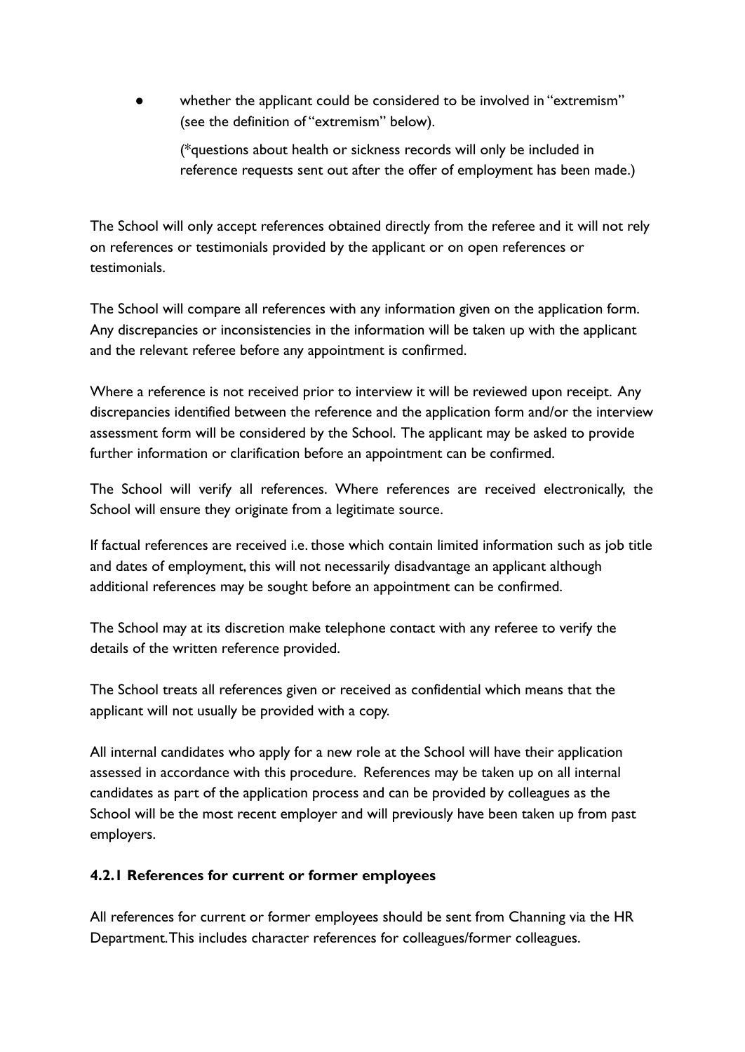- whether the applicant could be considered to be involved in "extremism" (see the definition of "extremism" below).

  (*questions about health or sickness records will only be included in reference requests sent out after the offer of employment has been made.)

The School will only accept references obtained directly from the referee and it will not rely on references or testimonials provided by the applicant or on open references or testimonials.

The School will compare all references with any information given on the application form. Any discrepancies or inconsistencies in the information will be taken up with the applicant and the relevant referee before any appointment is confirmed.

Where a reference is not received prior to interview it will be reviewed upon receipt. Any discrepancies identified between the reference and the application form and/or the interview assessment form will be considered by the School. The applicant may be asked to provide further information or clarification before an appointment can be confirmed.

The School will verify all references. Where references are received electronically, the School will ensure they originate from a legitimate source.

If factual references are received i.e. those which contain limited information such as job title and dates of employment, this will not necessarily disadvantage an applicant although additional references may be sought before an appointment can be confirmed.

The School may at its discretion make telephone contact with any referee to verify the details of the written reference provided.

The School treats all references given or received as confidential which means that the applicant will not usually be provided with a copy.

All internal candidates who apply for a new role at the School will have their application assessed in accordance with this procedure. References may be taken up on all internal candidates as part of the application process and can be provided by colleagues as the School will be the most recent employer and will previously have been taken up from past employers.

#### 4.2.1 References for current or former employees

All references for current or former employees should be sent from Channing via the HR Department. This includes character references for colleagues/former colleagues.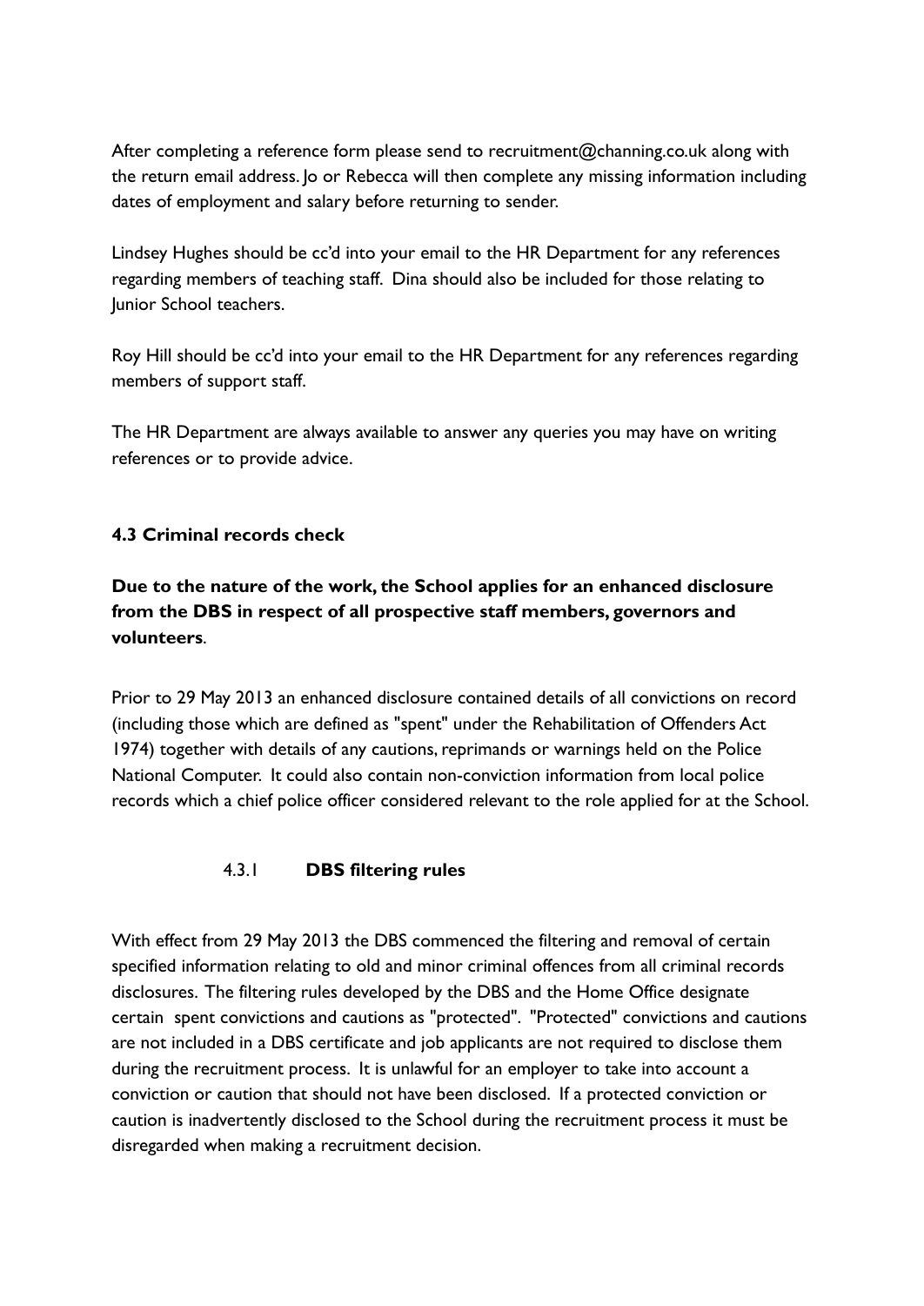After completing a reference form please send to recruitment@channing.co.uk along with the return email address. Jo or Rebecca will then complete any missing information including dates of employment and salary before returning to sender.

Lindsey Hughes should be cc'd into your email to the HR Department for any references regarding members of teaching staff. Dina should also be included for those relating to Junior School teachers.

Roy Hill should be cc'd into your email to the HR Department for any references regarding members of support staff.

The HR Department are always available to answer any queries you may have on writing references or to provide advice.

### 4.3 Criminal records check

**Due to the nature of the work, the School applies for an enhanced disclosure from the DBS in respect of all prospective staff members, governors and volunteers**.

Prior to 29 May 2013 an enhanced disclosure contained details of all convictions on record (including those which are defined as "spent" under the Rehabilitation of Offenders Act 1974) together with details of any cautions, reprimands or warnings held on the Police National Computer. It could also contain non-conviction information from local police records which a chief police officer considered relevant to the role applied for at the School.

#### 4.3.1 DBS filtering rules

With effect from 29 May 2013 the DBS commenced the filtering and removal of certain specified information relating to old and minor criminal offences from all criminal records disclosures. The filtering rules developed by the DBS and the Home Office designate certain spent convictions and cautions as "protected". "Protected" convictions and cautions are not included in a DBS certificate and job applicants are not required to disclose them during the recruitment process. It is unlawful for an employer to take into account a conviction or caution that should not have been disclosed. If a protected conviction or caution is inadvertently disclosed to the School during the recruitment process it must be disregarded when making a recruitment decision.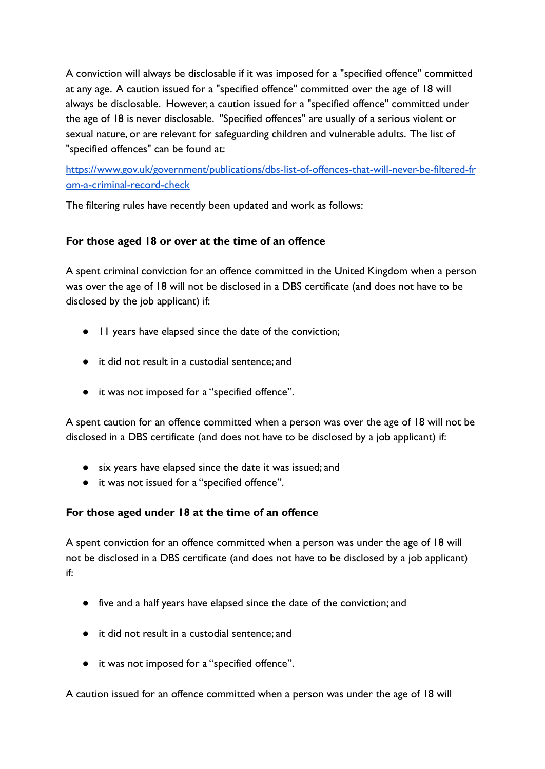A conviction will always be disclosable if it was imposed for a "specified offence" committed at any age. A caution issued for a "specified offence" committed over the age of 18 will always be disclosable. However, a caution issued for a "specified offence" committed under the age of 18 is never disclosable. "Specified offences" are usually of a serious violent or sexual nature, or are relevant for safeguarding children and vulnerable adults. The list of "specified offences" can be found at:

[https://www.gov.uk/government/publications/dbs-list-of-offences-that-will-never-be-filtered-from-a-criminal-record-check](https://www.gov.uk/government/publications/dbs-list-of-offences-that-will-never-be-filtered-from-a-criminal-record-check)

The filtering rules have recently been updated and work as follows:

**For those aged 18 or over at the time of an offence**

A spent criminal conviction for an offence committed in the United Kingdom when a person was over the age of 18 will not be disclosed in a DBS certificate (and does not have to be disclosed by the job applicant) if:

- 11 years have elapsed since the date of the conviction;
- it did not result in a custodial sentence; and
- it was not imposed for a "specified offence".

A spent caution for an offence committed when a person was over the age of 18 will not be disclosed in a DBS certificate (and does not have to be disclosed by a job applicant) if:

- six years have elapsed since the date it was issued; and
- it was not issued for a "specified offence".

**For those aged under 18 at the time of an offence**

A spent conviction for an offence committed when a person was under the age of 18 will not be disclosed in a DBS certificate (and does not have to be disclosed by a job applicant) if:

- five and a half years have elapsed since the date of the conviction; and
- it did not result in a custodial sentence; and
- it was not imposed for a "specified offence".

A caution issued for an offence committed when a person was under the age of 18 will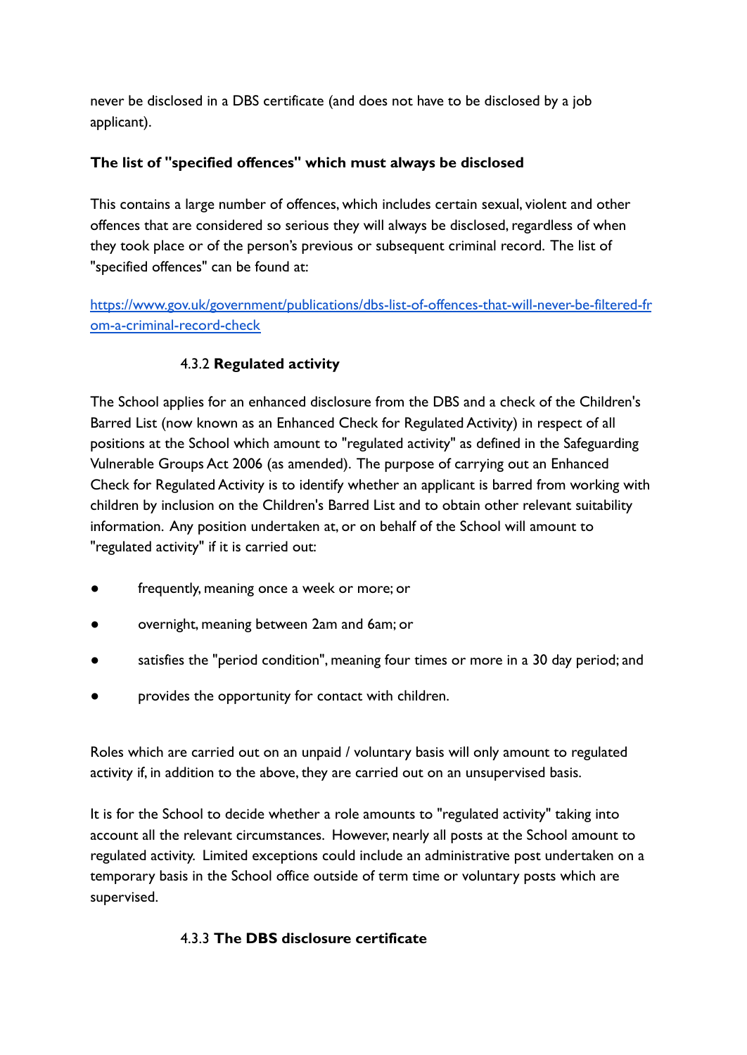never be disclosed in a DBS certificate (and does not have to be disclosed by a job applicant).

**The list of "specified offences" which must always be disclosed**

This contains a large number of offences, which includes certain sexual, violent and other offences that are considered so serious they will always be disclosed, regardless of when they took place or of the person's previous or subsequent criminal record. The list of "specified offences" can be found at:

[https://www.gov.uk/government/publications/dbs-list-of-offences-that-will-never-be-filtered-from-a-criminal-record-check](https://www.gov.uk/government/publications/dbs-list-of-offences-that-will-never-be-filtered-from-a-criminal-record-check)

### 4.3.2 **Regulated activity**

The School applies for an enhanced disclosure from the DBS and a check of the Children's Barred List (now known as an Enhanced Check for Regulated Activity) in respect of all positions at the School which amount to "regulated activity" as defined in the Safeguarding Vulnerable Groups Act 2006 (as amended). The purpose of carrying out an Enhanced Check for Regulated Activity is to identify whether an applicant is barred from working with children by inclusion on the Children's Barred List and to obtain other relevant suitability information. Any position undertaken at, or on behalf of the School will amount to "regulated activity" if it is carried out:

- frequently, meaning once a week or more; or
- overnight, meaning between 2am and 6am; or
- satisfies the "period condition", meaning four times or more in a 30 day period; and
- provides the opportunity for contact with children.

Roles which are carried out on an unpaid / voluntary basis will only amount to regulated activity if, in addition to the above, they are carried out on an unsupervised basis.

It is for the School to decide whether a role amounts to "regulated activity" taking into account all the relevant circumstances. However, nearly all posts at the School amount to regulated activity. Limited exceptions could include an administrative post undertaken on a temporary basis in the School office outside of term time or voluntary posts which are supervised.

### 4.3.3 **The DBS disclosure certificate**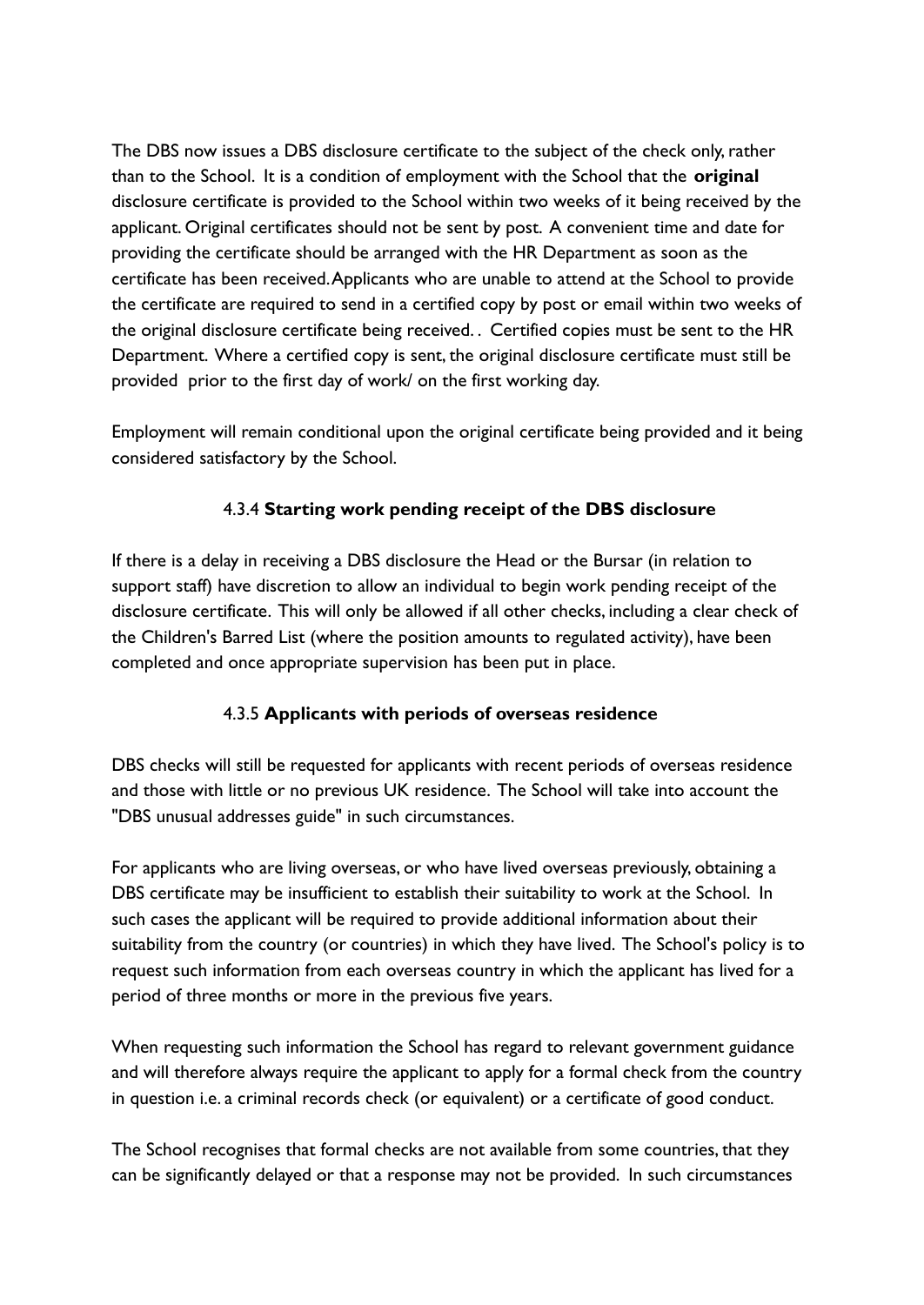The DBS now issues a DBS disclosure certificate to the subject of the check only, rather than to the School. It is a condition of employment with the School that the **original** disclosure certificate is provided to the School within two weeks of it being received by the applicant. Original certificates should not be sent by post. A convenient time and date for providing the certificate should be arranged with the HR Department as soon as the certificate has been received. Applicants who are unable to attend at the School to provide the certificate are required to send in a certified copy by post or email within two weeks of the original disclosure certificate being received. . Certified copies must be sent to the HR Department. Where a certified copy is sent, the original disclosure certificate must still be provided prior to the first day of work/ on the first working day.

Employment will remain conditional upon the original certificate being provided and it being considered satisfactory by the School.

### 4.3.4 **Starting work pending receipt of the DBS disclosure**

If there is a delay in receiving a DBS disclosure the Head or the Bursar (in relation to support staff) have discretion to allow an individual to begin work pending receipt of the disclosure certificate. This will only be allowed if all other checks, including a clear check of the Children's Barred List (where the position amounts to regulated activity), have been completed and once appropriate supervision has been put in place.

### 4.3.5 **Applicants with periods of overseas residence**

DBS checks will still be requested for applicants with recent periods of overseas residence and those with little or no previous UK residence. The School will take into account the "DBS unusual addresses guide" in such circumstances.

For applicants who are living overseas, or who have lived overseas previously, obtaining a DBS certificate may be insufficient to establish their suitability to work at the School. In such cases the applicant will be required to provide additional information about their suitability from the country (or countries) in which they have lived. The School's policy is to request such information from each overseas country in which the applicant has lived for a period of three months or more in the previous five years.

When requesting such information the School has regard to relevant government guidance and will therefore always require the applicant to apply for a formal check from the country in question i.e. a criminal records check (or equivalent) or a certificate of good conduct.

The School recognises that formal checks are not available from some countries, that they can be significantly delayed or that a response may not be provided. In such circumstances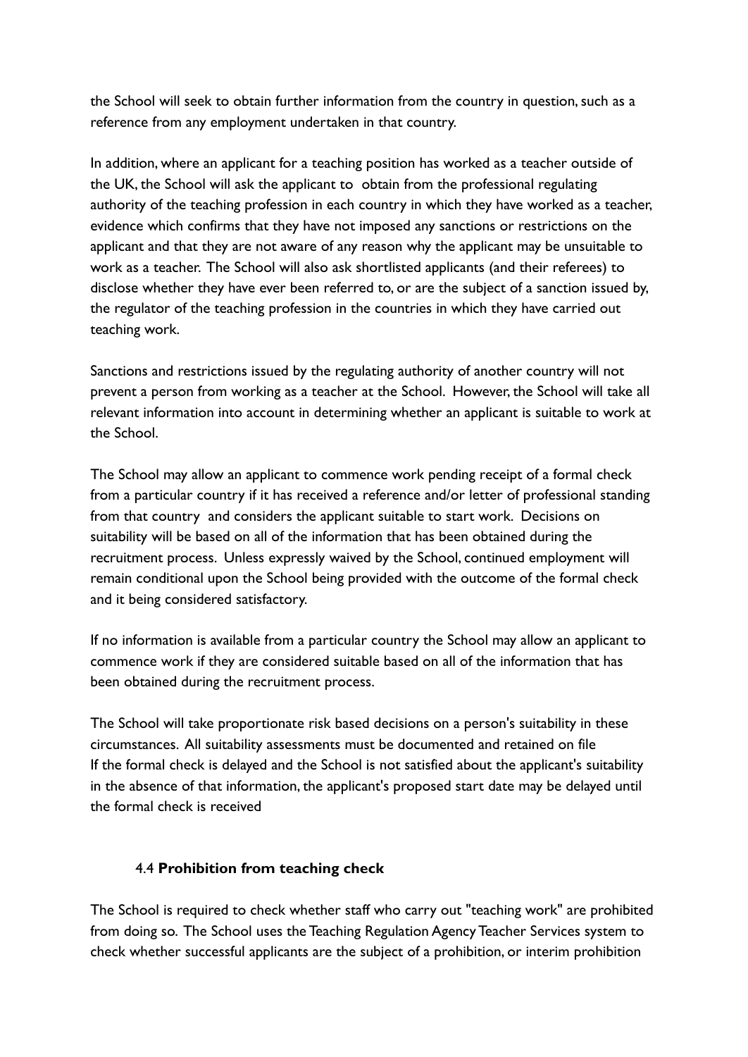the School will seek to obtain further information from the country in question, such as a reference from any employment undertaken in that country.

In addition, where an applicant for a teaching position has worked as a teacher outside of the UK, the School will ask the applicant to obtain from the professional regulating authority of the teaching profession in each country in which they have worked as a teacher, evidence which confirms that they have not imposed any sanctions or restrictions on the applicant and that they are not aware of any reason why the applicant may be unsuitable to work as a teacher. The School will also ask shortlisted applicants (and their referees) to disclose whether they have ever been referred to, or are the subject of a sanction issued by, the regulator of the teaching profession in the countries in which they have carried out teaching work.

Sanctions and restrictions issued by the regulating authority of another country will not prevent a person from working as a teacher at the School. However, the School will take all relevant information into account in determining whether an applicant is suitable to work at the School.

The School may allow an applicant to commence work pending receipt of a formal check from a particular country if it has received a reference and/or letter of professional standing from that country and considers the applicant suitable to start work. Decisions on suitability will be based on all of the information that has been obtained during the recruitment process. Unless expressly waived by the School, continued employment will remain conditional upon the School being provided with the outcome of the formal check and it being considered satisfactory.

If no information is available from a particular country the School may allow an applicant to commence work if they are considered suitable based on all of the information that has been obtained during the recruitment process.

The School will take proportionate risk based decisions on a person's suitability in these circumstances. All suitability assessments must be documented and retained on file
If the formal check is delayed and the School is not satisfied about the applicant's suitability in the absence of that information, the applicant's proposed start date may be delayed until the formal check is received

### 4.4 **Prohibition from teaching check**

The School is required to check whether staff who carry out "teaching work" are prohibited from doing so. The School uses the Teaching Regulation Agency Teacher Services system to check whether successful applicants are the subject of a prohibition, or interim prohibition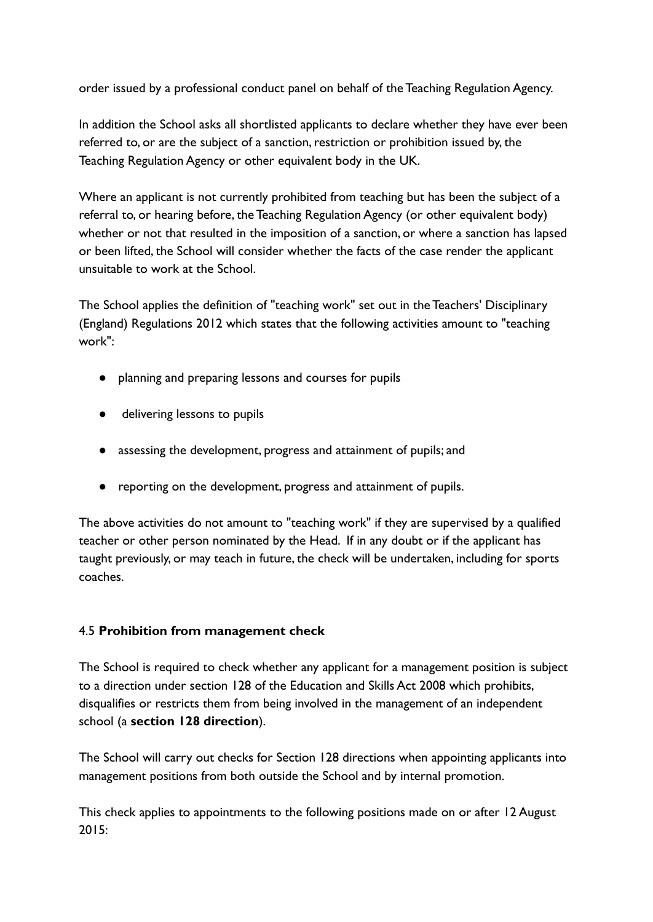order issued by a professional conduct panel on behalf of the Teaching Regulation Agency.

In addition the School asks all shortlisted applicants to declare whether they have ever been referred to, or are the subject of a sanction, restriction or prohibition issued by, the Teaching Regulation Agency or other equivalent body in the UK.

Where an applicant is not currently prohibited from teaching but has been the subject of a referral to, or hearing before, the Teaching Regulation Agency (or other equivalent body) whether or not that resulted in the imposition of a sanction, or where a sanction has lapsed or been lifted, the School will consider whether the facts of the case render the applicant unsuitable to work at the School.

The School applies the definition of "teaching work" set out in the Teachers' Disciplinary (England) Regulations 2012 which states that the following activities amount to "teaching work":

- planning and preparing lessons and courses for pupils
- delivering lessons to pupils
- assessing the development, progress and attainment of pupils; and
- reporting on the development, progress and attainment of pupils.

The above activities do not amount to "teaching work" if they are supervised by a qualified teacher or other person nominated by the Head. If in any doubt or if the applicant has taught previously, or may teach in future, the check will be undertaken, including for sports coaches.

### 4.5 **Prohibition from management check**

The School is required to check whether any applicant for a management position is subject to a direction under section 128 of the Education and Skills Act 2008 which prohibits, disqualifies or restricts them from being involved in the management of an independent school (a **section 128 direction**).

The School will carry out checks for Section 128 directions when appointing applicants into management positions from both outside the School and by internal promotion.

This check applies to appointments to the following positions made on or after 12 August 2015: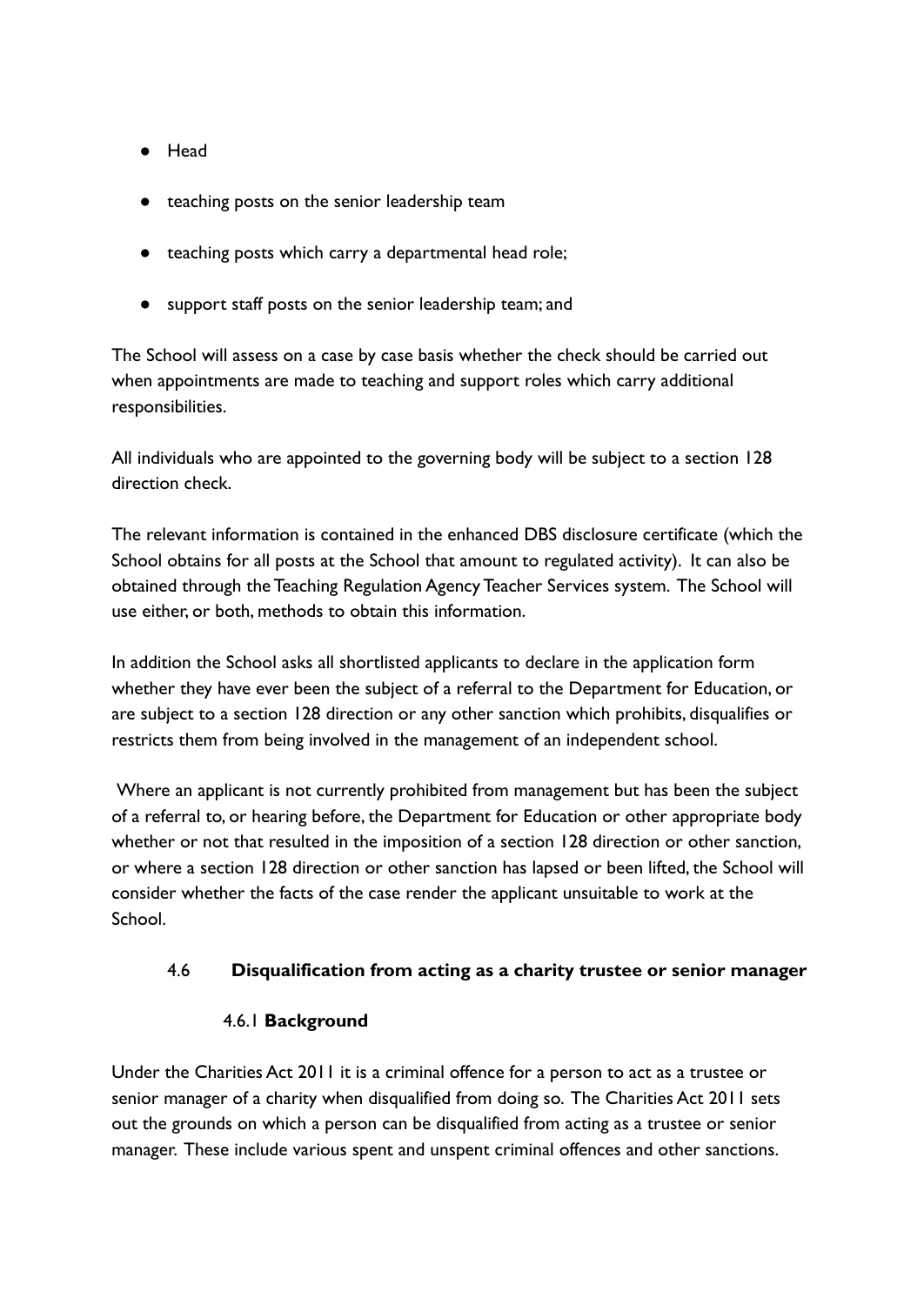- Head
- teaching posts on the senior leadership team
- teaching posts which carry a departmental head role;
- support staff posts on the senior leadership team; and

The School will assess on a case by case basis whether the check should be carried out when appointments are made to teaching and support roles which carry additional responsibilities.

All individuals who are appointed to the governing body will be subject to a section 128 direction check.

The relevant information is contained in the enhanced DBS disclosure certificate (which the School obtains for all posts at the School that amount to regulated activity). It can also be obtained through the Teaching Regulation Agency Teacher Services system. The School will use either, or both, methods to obtain this information.

In addition the School asks all shortlisted applicants to declare in the application form whether they have ever been the subject of a referral to the Department for Education, or are subject to a section 128 direction or any other sanction which prohibits, disqualifies or restricts them from being involved in the management of an independent school.

Where an applicant is not currently prohibited from management but has been the subject of a referral to, or hearing before, the Department for Education or other appropriate body whether or not that resulted in the imposition of a section 128 direction or other sanction, or where a section 128 direction or other sanction has lapsed or been lifted, the School will consider whether the facts of the case render the applicant unsuitable to work at the School.

### 4.6 Disqualification from acting as a charity trustee or senior manager

#### 4.6.1 Background

Under the Charities Act 2011 it is a criminal offence for a person to act as a trustee or senior manager of a charity when disqualified from doing so. The Charities Act 2011 sets out the grounds on which a person can be disqualified from acting as a trustee or senior manager. These include various spent and unspent criminal offences and other sanctions.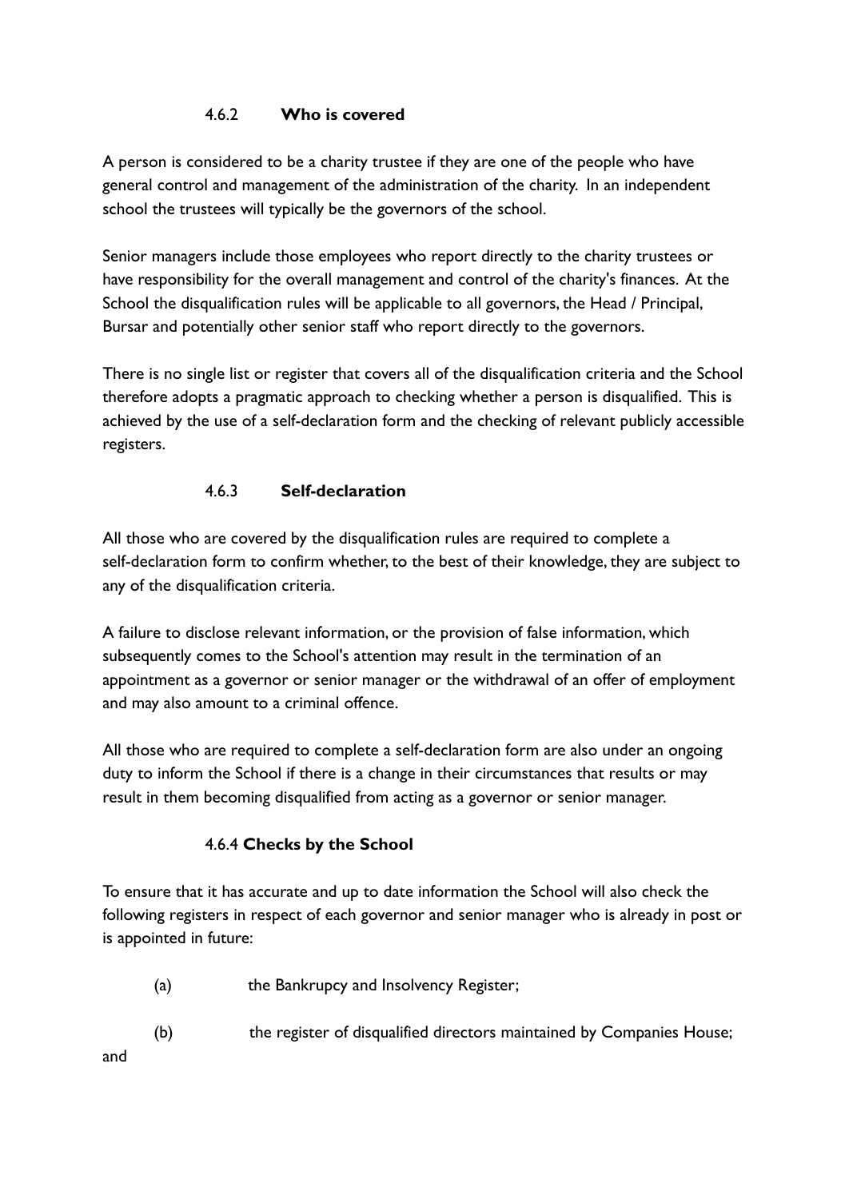#### 4.6.2 **Who is covered**

A person is considered to be a charity trustee if they are one of the people who have general control and management of the administration of the charity. In an independent school the trustees will typically be the governors of the school.

Senior managers include those employees who report directly to the charity trustees or have responsibility for the overall management and control of the charity's finances. At the School the disqualification rules will be applicable to all governors, the Head / Principal, Bursar and potentially other senior staff who report directly to the governors.

There is no single list or register that covers all of the disqualification criteria and the School therefore adopts a pragmatic approach to checking whether a person is disqualified. This is achieved by the use of a self-declaration form and the checking of relevant publicly accessible registers.

#### 4.6.3 **Self-declaration**

All those who are covered by the disqualification rules are required to complete a self-declaration form to confirm whether, to the best of their knowledge, they are subject to any of the disqualification criteria.

A failure to disclose relevant information, or the provision of false information, which subsequently comes to the School's attention may result in the termination of an appointment as a governor or senior manager or the withdrawal of an offer of employment and may also amount to a criminal offence.

All those who are required to complete a self-declaration form are also under an ongoing duty to inform the School if there is a change in their circumstances that results or may result in them becoming disqualified from acting as a governor or senior manager.

#### 4.6.4 **Checks by the School**

To ensure that it has accurate and up to date information the School will also check the following registers in respect of each governor and senior manager who is already in post or is appointed in future:

(a) the Bankruptcy and Insolvency Register;

(b) the register of disqualified directors maintained by Companies House; and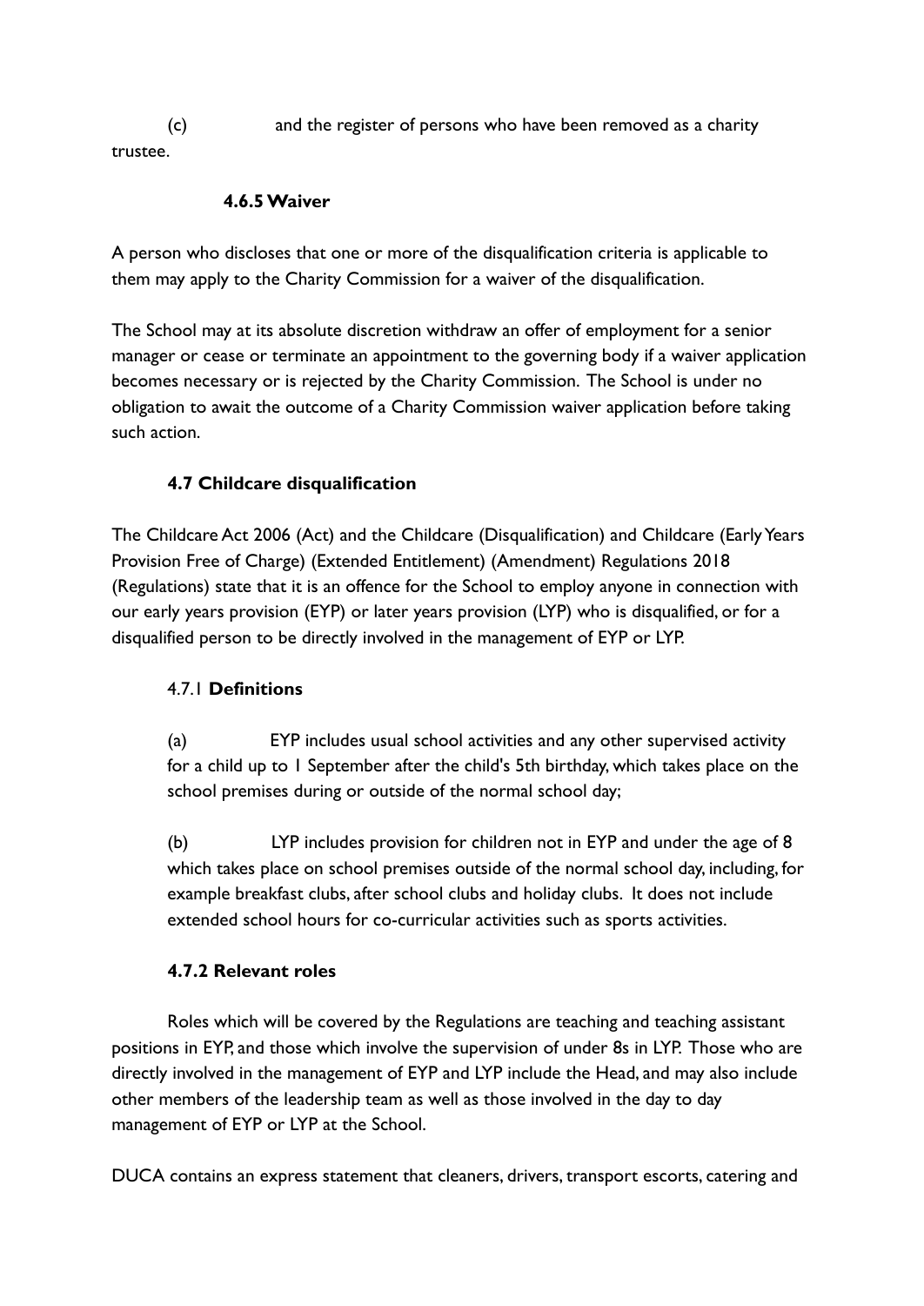(c) and the register of persons who have been removed as a charity trustee.

#### 4.6.5 Waiver

A person who discloses that one or more of the disqualification criteria is applicable to them may apply to the Charity Commission for a waiver of the disqualification.

The School may at its absolute discretion withdraw an offer of employment for a senior manager or cease or terminate an appointment to the governing body if a waiver application becomes necessary or is rejected by the Charity Commission. The School is under no obligation to await the outcome of a Charity Commission waiver application before taking such action.

### 4.7 Childcare disqualification

The Childcare Act 2006 (Act) and the Childcare (Disqualification) and Childcare (Early Years Provision Free of Charge) (Extended Entitlement) (Amendment) Regulations 2018 (Regulations) state that it is an offence for the School to employ anyone in connection with our early years provision (EYP) or later years provision (LYP) who is disqualified, or for a disqualified person to be directly involved in the management of EYP or LYP.

#### 4.7.1 Definitions

(a) EYP includes usual school activities and any other supervised activity for a child up to 1 September after the child's 5th birthday, which takes place on the school premises during or outside of the normal school day;

(b) LYP includes provision for children not in EYP and under the age of 8 which takes place on school premises outside of the normal school day, including, for example breakfast clubs, after school clubs and holiday clubs. It does not include extended school hours for co-curricular activities such as sports activities.

#### 4.7.2 Relevant roles

Roles which will be covered by the Regulations are teaching and teaching assistant positions in EYP, and those which involve the supervision of under 8s in LYP. Those who are directly involved in the management of EYP and LYP include the Head, and may also include other members of the leadership team as well as those involved in the day to day management of EYP or LYP at the School.

DUCA contains an express statement that cleaners, drivers, transport escorts, catering and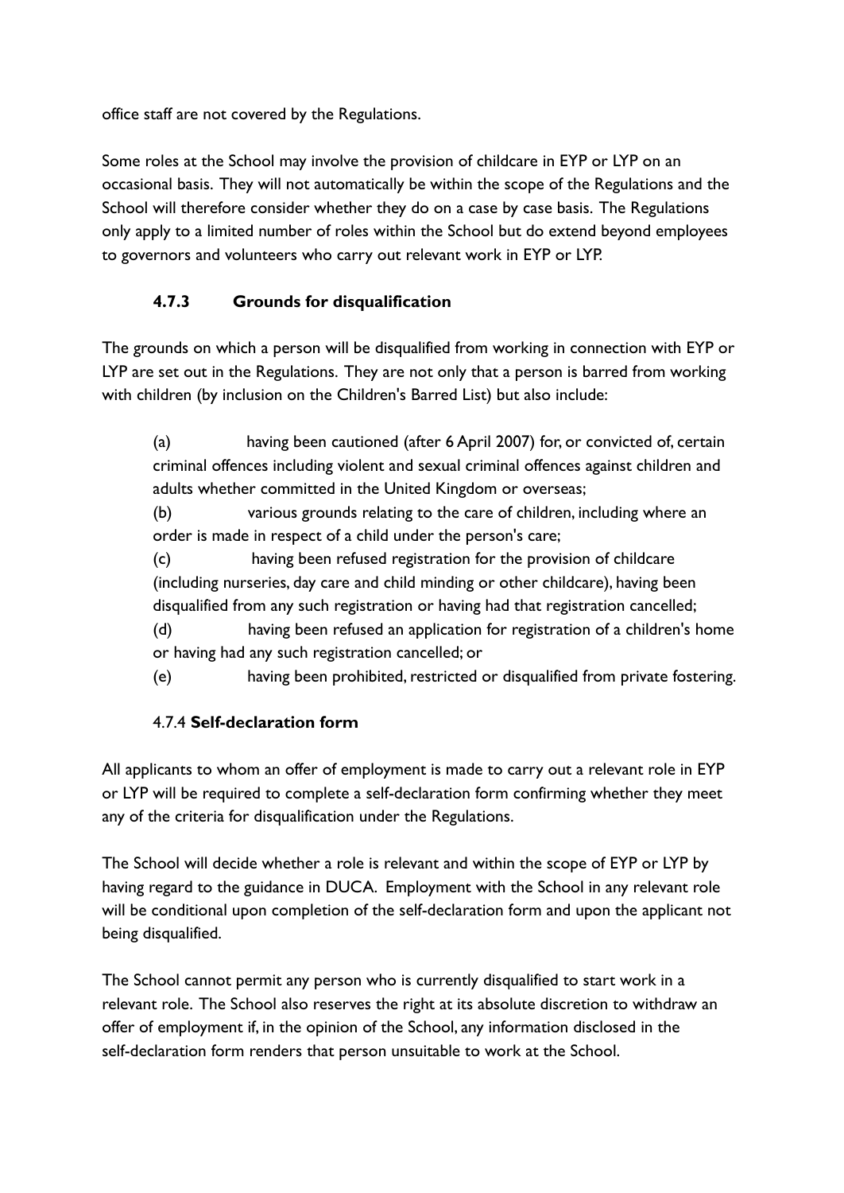office staff are not covered by the Regulations.

Some roles at the School may involve the provision of childcare in EYP or LYP on an occasional basis. They will not automatically be within the scope of the Regulations and the School will therefore consider whether they do on a case by case basis. The Regulations only apply to a limited number of roles within the School but do extend beyond employees to governors and volunteers who carry out relevant work in EYP or LYP.

### 4.7.3 Grounds for disqualification

The grounds on which a person will be disqualified from working in connection with EYP or LYP are set out in the Regulations. They are not only that a person is barred from working with children (by inclusion on the Children's Barred List) but also include:

(a) having been cautioned (after 6 April 2007) for, or convicted of, certain criminal offences including violent and sexual criminal offences against children and adults whether committed in the United Kingdom or overseas;

(b) various grounds relating to the care of children, including where an order is made in respect of a child under the person's care;

(c) having been refused registration for the provision of childcare (including nurseries, day care and child minding or other childcare), having been disqualified from any such registration or having had that registration cancelled;

(d) having been refused an application for registration of a children's home or having had any such registration cancelled; or

(e) having been prohibited, restricted or disqualified from private fostering.

### 4.7.4 Self-declaration form

All applicants to whom an offer of employment is made to carry out a relevant role in EYP or LYP will be required to complete a self-declaration form confirming whether they meet any of the criteria for disqualification under the Regulations.

The School will decide whether a role is relevant and within the scope of EYP or LYP by having regard to the guidance in DUCA. Employment with the School in any relevant role will be conditional upon completion of the self-declaration form and upon the applicant not being disqualified.

The School cannot permit any person who is currently disqualified to start work in a relevant role. The School also reserves the right at its absolute discretion to withdraw an offer of employment if, in the opinion of the School, any information disclosed in the self-declaration form renders that person unsuitable to work at the School.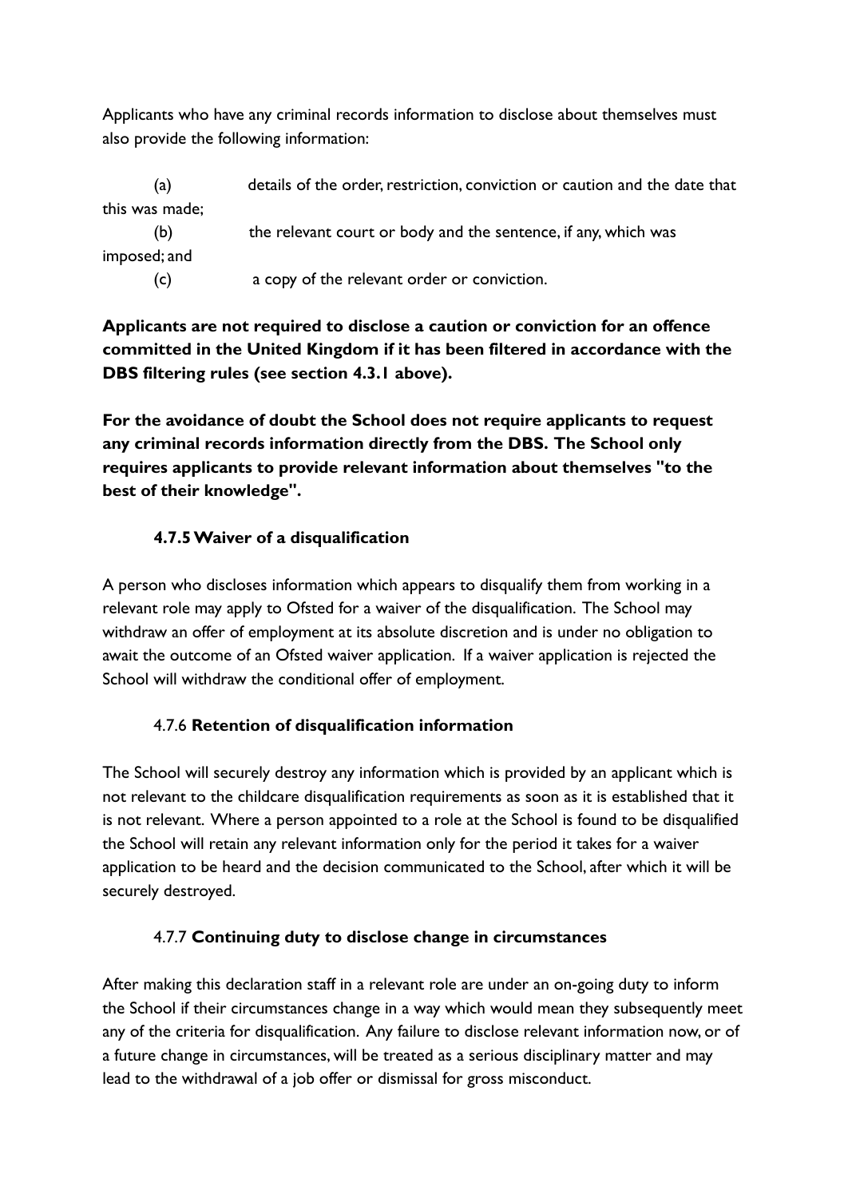Applicants who have any criminal records information to disclose about themselves must also provide the following information:

(a) details of the order, restriction, conviction or caution and the date that this was made;

(b) the relevant court or body and the sentence, if any, which was imposed; and

(c) a copy of the relevant order or conviction.

**Applicants are not required to disclose a caution or conviction for an offence committed in the United Kingdom if it has been filtered in accordance with the DBS filtering rules (see section 4.3.1 above).**

**For the avoidance of doubt the School does not require applicants to request any criminal records information directly from the DBS. The School only requires applicants to provide relevant information about themselves "to the best of their knowledge".**

#### 4.7.5 Waiver of a disqualification

A person who discloses information which appears to disqualify them from working in a relevant role may apply to Ofsted for a waiver of the disqualification. The School may withdraw an offer of employment at its absolute discretion and is under no obligation to await the outcome of an Ofsted waiver application. If a waiver application is rejected the School will withdraw the conditional offer of employment.

#### 4.7.6 Retention of disqualification information

The School will securely destroy any information which is provided by an applicant which is not relevant to the childcare disqualification requirements as soon as it is established that it is not relevant. Where a person appointed to a role at the School is found to be disqualified the School will retain any relevant information only for the period it takes for a waiver application to be heard and the decision communicated to the School, after which it will be securely destroyed.

#### 4.7.7 Continuing duty to disclose change in circumstances

After making this declaration staff in a relevant role are under an on-going duty to inform the School if their circumstances change in a way which would mean they subsequently meet any of the criteria for disqualification. Any failure to disclose relevant information now, or of a future change in circumstances, will be treated as a serious disciplinary matter and may lead to the withdrawal of a job offer or dismissal for gross misconduct.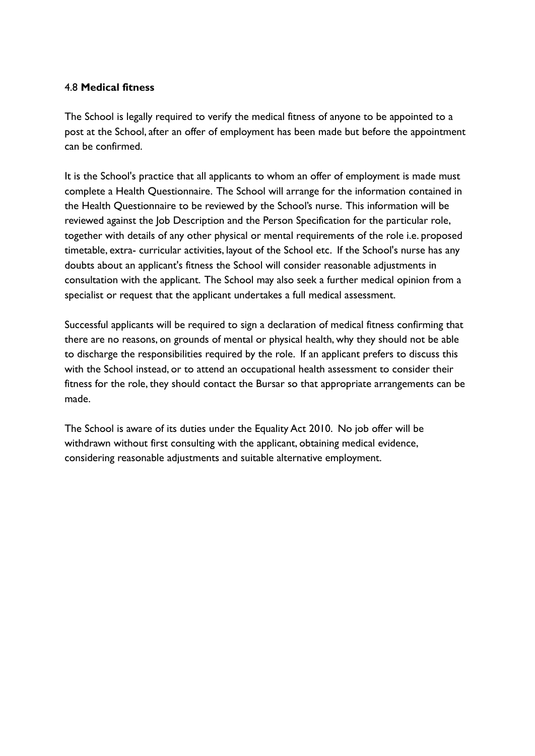### 4.8 **Medical fitness**

The School is legally required to verify the medical fitness of anyone to be appointed to a post at the School, after an offer of employment has been made but before the appointment can be confirmed.

It is the School's practice that all applicants to whom an offer of employment is made must complete a Health Questionnaire. The School will arrange for the information contained in the Health Questionnaire to be reviewed by the School's nurse. This information will be reviewed against the Job Description and the Person Specification for the particular role, together with details of any other physical or mental requirements of the role i.e. proposed timetable, extra- curricular activities, layout of the School etc. If the School's nurse has any doubts about an applicant's fitness the School will consider reasonable adjustments in consultation with the applicant. The School may also seek a further medical opinion from a specialist or request that the applicant undertakes a full medical assessment.

Successful applicants will be required to sign a declaration of medical fitness confirming that there are no reasons, on grounds of mental or physical health, why they should not be able to discharge the responsibilities required by the role. If an applicant prefers to discuss this with the School instead, or to attend an occupational health assessment to consider their fitness for the role, they should contact the Bursar so that appropriate arrangements can be made.

The School is aware of its duties under the Equality Act 2010. No job offer will be withdrawn without first consulting with the applicant, obtaining medical evidence, considering reasonable adjustments and suitable alternative employment.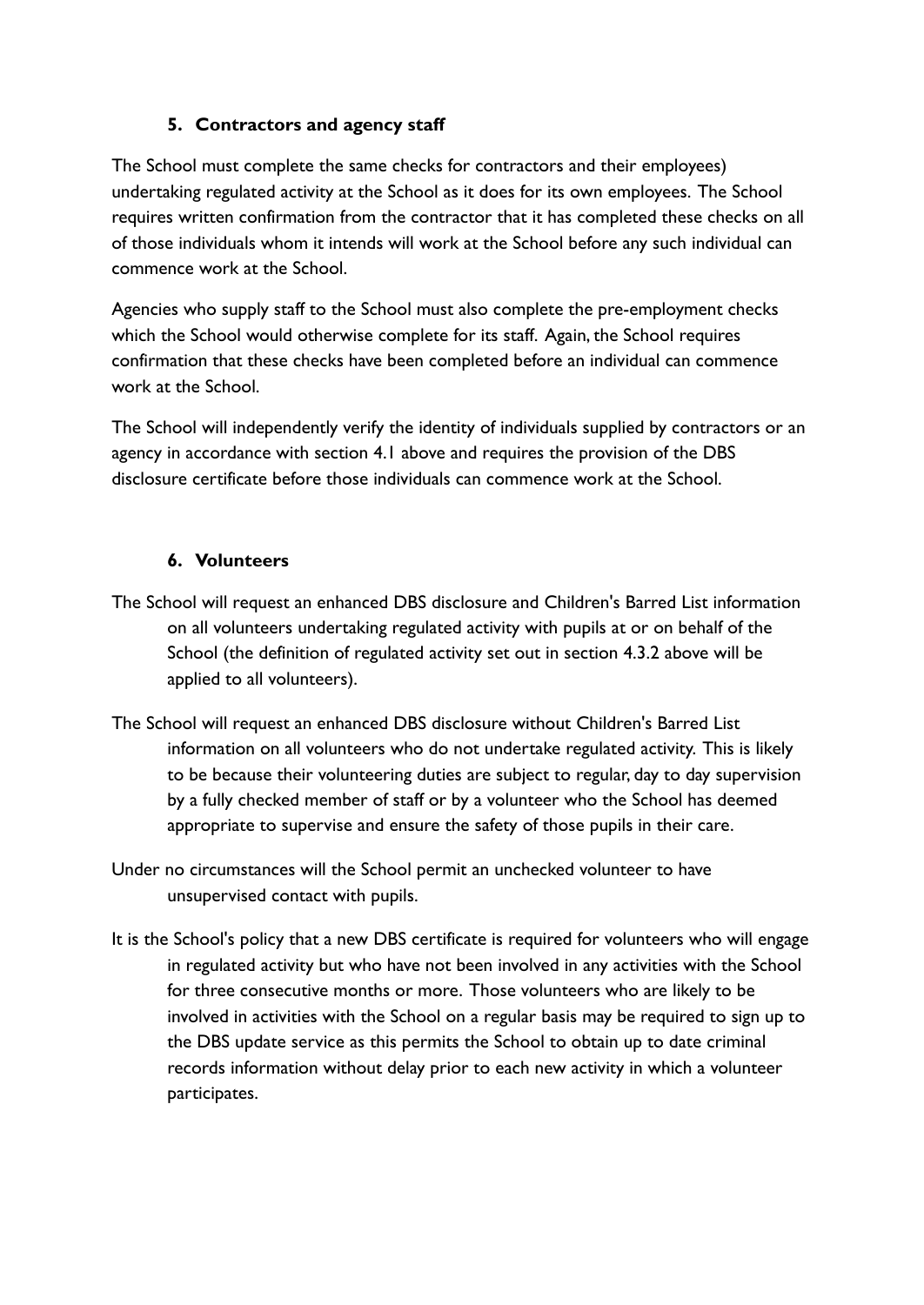## 5. Contractors and agency staff

The School must complete the same checks for contractors and their employees) undertaking regulated activity at the School as it does for its own employees. The School requires written confirmation from the contractor that it has completed these checks on all of those individuals whom it intends will work at the School before any such individual can commence work at the School.

Agencies who supply staff to the School must also complete the pre-employment checks which the School would otherwise complete for its staff. Again, the School requires confirmation that these checks have been completed before an individual can commence work at the School.

The School will independently verify the identity of individuals supplied by contractors or an agency in accordance with section 4.1 above and requires the provision of the DBS disclosure certificate before those individuals can commence work at the School.

## 6. Volunteers

The School will request an enhanced DBS disclosure and Children's Barred List information on all volunteers undertaking regulated activity with pupils at or on behalf of the School (the definition of regulated activity set out in section 4.3.2 above will be applied to all volunteers).

The School will request an enhanced DBS disclosure without Children's Barred List information on all volunteers who do not undertake regulated activity. This is likely to be because their volunteering duties are subject to regular, day to day supervision by a fully checked member of staff or by a volunteer who the School has deemed appropriate to supervise and ensure the safety of those pupils in their care.

Under no circumstances will the School permit an unchecked volunteer to have unsupervised contact with pupils.

It is the School's policy that a new DBS certificate is required for volunteers who will engage in regulated activity but who have not been involved in any activities with the School for three consecutive months or more. Those volunteers who are likely to be involved in activities with the School on a regular basis may be required to sign up to the DBS update service as this permits the School to obtain up to date criminal records information without delay prior to each new activity in which a volunteer participates.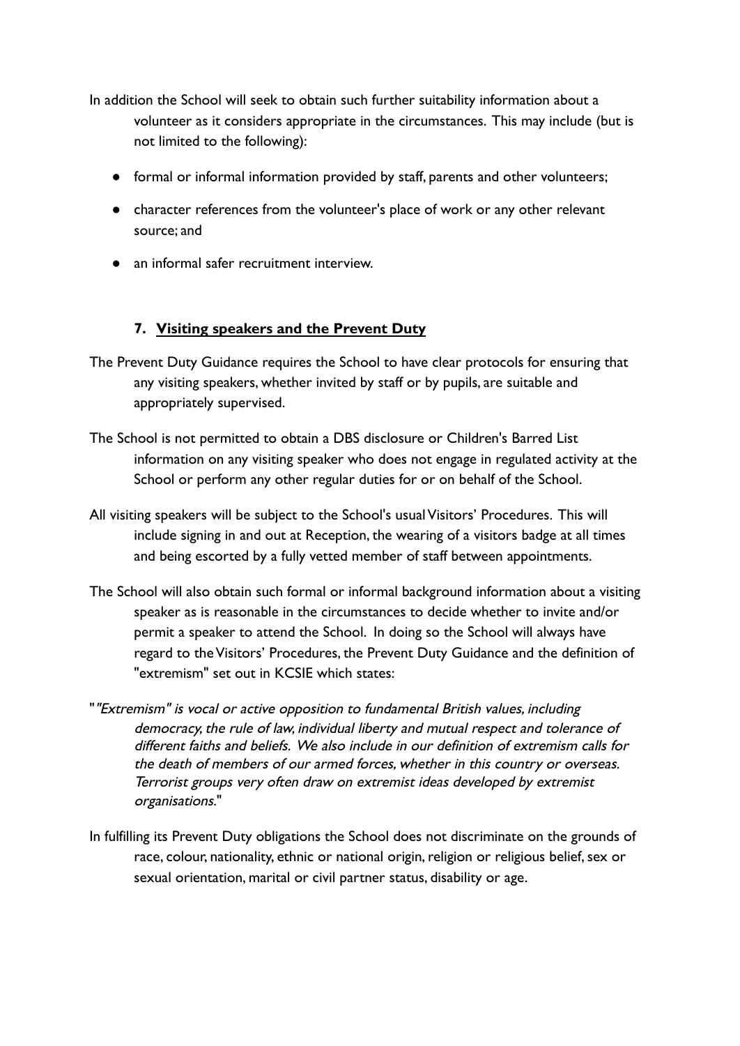In addition the School will seek to obtain such further suitability information about a volunteer as it considers appropriate in the circumstances. This may include (but is not limited to the following):

- formal or informal information provided by staff, parents and other volunteers;
- character references from the volunteer's place of work or any other relevant source; and
- an informal safer recruitment interview.

## 7. Visiting speakers and the Prevent Duty

The Prevent Duty Guidance requires the School to have clear protocols for ensuring that any visiting speakers, whether invited by staff or by pupils, are suitable and appropriately supervised.

The School is not permitted to obtain a DBS disclosure or Children's Barred List information on any visiting speaker who does not engage in regulated activity at the School or perform any other regular duties for or on behalf of the School.

All visiting speakers will be subject to the School's usual Visitors' Procedures. This will include signing in and out at Reception, the wearing of a visitors badge at all times and being escorted by a fully vetted member of staff between appointments.

The School will also obtain such formal or informal background information about a visiting speaker as is reasonable in the circumstances to decide whether to invite and/or permit a speaker to attend the School. In doing so the School will always have regard to the Visitors' Procedures, the Prevent Duty Guidance and the definition of "extremism" set out in KCSIE which states:

"*"Extremism" is vocal or active opposition to fundamental British values, including democracy, the rule of law, individual liberty and mutual respect and tolerance of different faiths and beliefs. We also include in our definition of extremism calls for the death of members of our armed forces, whether in this country or overseas. Terrorist groups very often draw on extremist ideas developed by extremist organisations.*"

In fulfilling its Prevent Duty obligations the School does not discriminate on the grounds of race, colour, nationality, ethnic or national origin, religion or religious belief, sex or sexual orientation, marital or civil partner status, disability or age.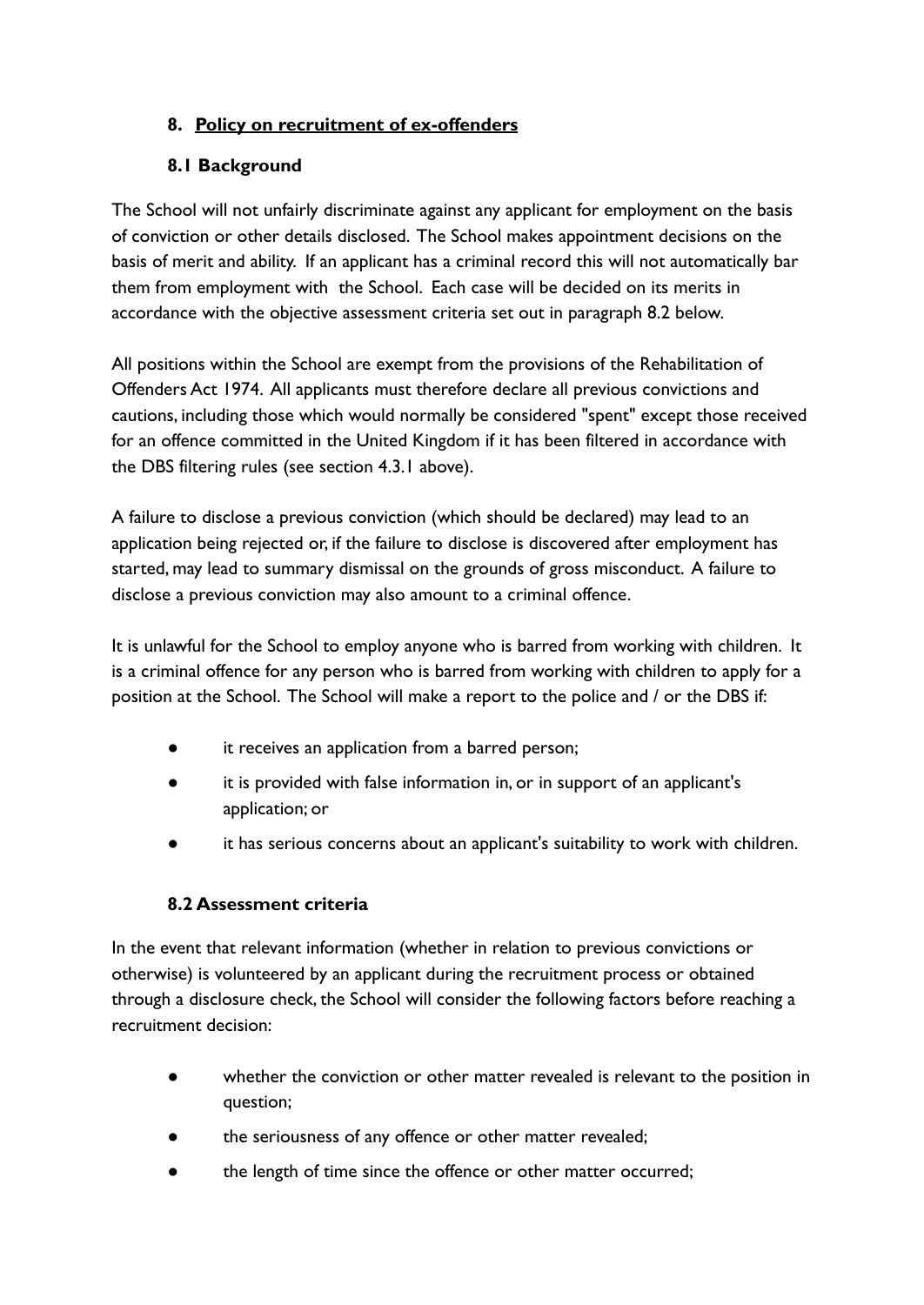## 8. Policy on recruitment of ex-offenders

### 8.1 Background

The School will not unfairly discriminate against any applicant for employment on the basis of conviction or other details disclosed. The School makes appointment decisions on the basis of merit and ability. If an applicant has a criminal record this will not automatically bar them from employment with the School. Each case will be decided on its merits in accordance with the objective assessment criteria set out in paragraph 8.2 below.

All positions within the School are exempt from the provisions of the Rehabilitation of Offenders Act 1974. All applicants must therefore declare all previous convictions and cautions, including those which would normally be considered "spent" except those received for an offence committed in the United Kingdom if it has been filtered in accordance with the DBS filtering rules (see section 4.3.1 above).

A failure to disclose a previous conviction (which should be declared) may lead to an application being rejected or, if the failure to disclose is discovered after employment has started, may lead to summary dismissal on the grounds of gross misconduct. A failure to disclose a previous conviction may also amount to a criminal offence.

It is unlawful for the School to employ anyone who is barred from working with children. It is a criminal offence for any person who is barred from working with children to apply for a position at the School. The School will make a report to the police and / or the DBS if:

- it receives an application from a barred person;
- it is provided with false information in, or in support of an applicant's application; or
- it has serious concerns about an applicant's suitability to work with children.

### 8.2 Assessment criteria

In the event that relevant information (whether in relation to previous convictions or otherwise) is volunteered by an applicant during the recruitment process or obtained through a disclosure check, the School will consider the following factors before reaching a recruitment decision:

- whether the conviction or other matter revealed is relevant to the position in question;
- the seriousness of any offence or other matter revealed;
- the length of time since the offence or other matter occurred;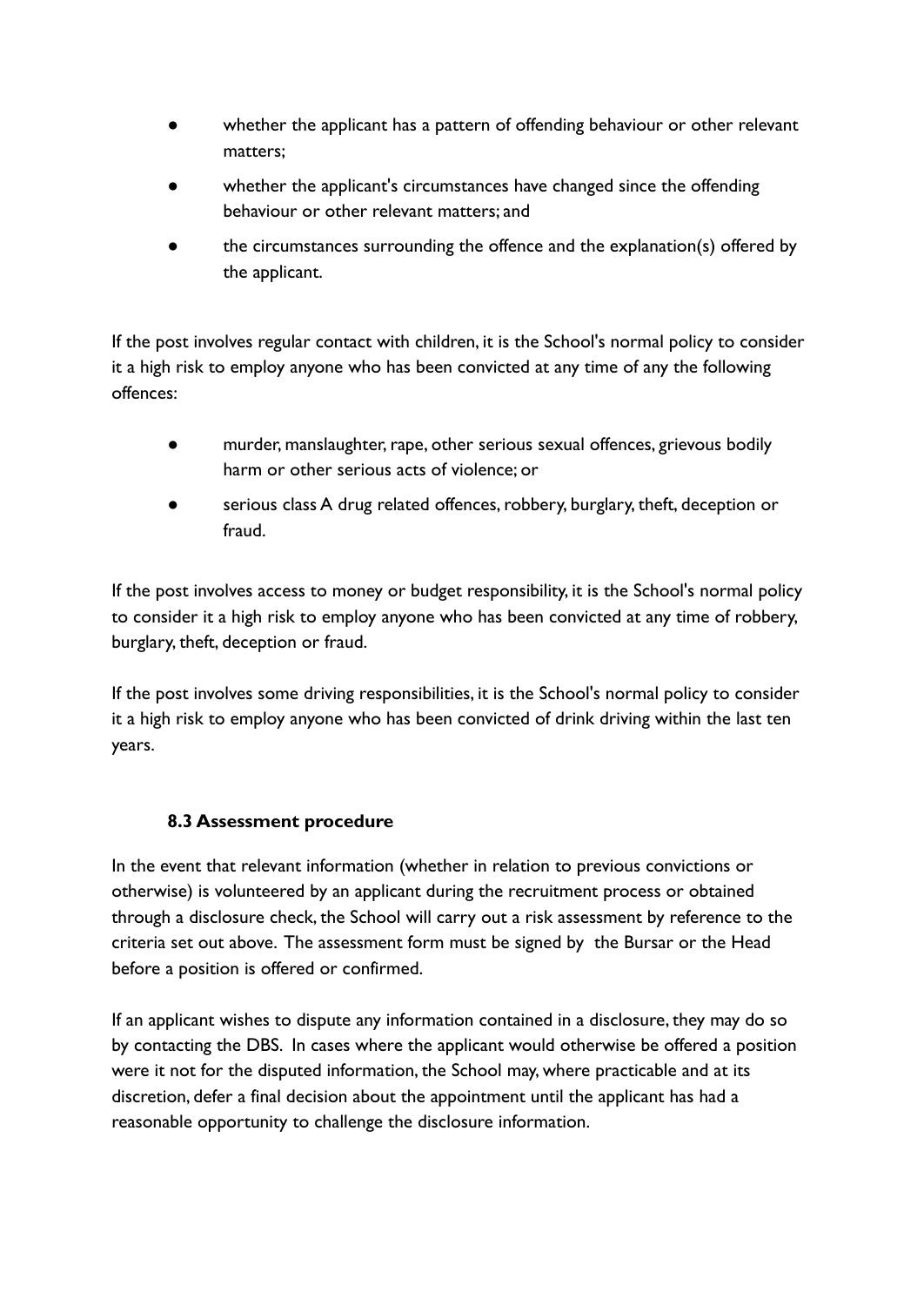- whether the applicant has a pattern of offending behaviour or other relevant matters;
- whether the applicant's circumstances have changed since the offending behaviour or other relevant matters; and
- the circumstances surrounding the offence and the explanation(s) offered by the applicant.

If the post involves regular contact with children, it is the School's normal policy to consider it a high risk to employ anyone who has been convicted at any time of any the following offences:

- murder, manslaughter, rape, other serious sexual offences, grievous bodily harm or other serious acts of violence; or
- serious class A drug related offences, robbery, burglary, theft, deception or fraud.

If the post involves access to money or budget responsibility, it is the School's normal policy to consider it a high risk to employ anyone who has been convicted at any time of robbery, burglary, theft, deception or fraud.

If the post involves some driving responsibilities, it is the School's normal policy to consider it a high risk to employ anyone who has been convicted of drink driving within the last ten years.

### 8.3 Assessment procedure

In the event that relevant information (whether in relation to previous convictions or otherwise) is volunteered by an applicant during the recruitment process or obtained through a disclosure check, the School will carry out a risk assessment by reference to the criteria set out above. The assessment form must be signed by the Bursar or the Head before a position is offered or confirmed.

If an applicant wishes to dispute any information contained in a disclosure, they may do so by contacting the DBS. In cases where the applicant would otherwise be offered a position were it not for the disputed information, the School may, where practicable and at its discretion, defer a final decision about the appointment until the applicant has had a reasonable opportunity to challenge the disclosure information.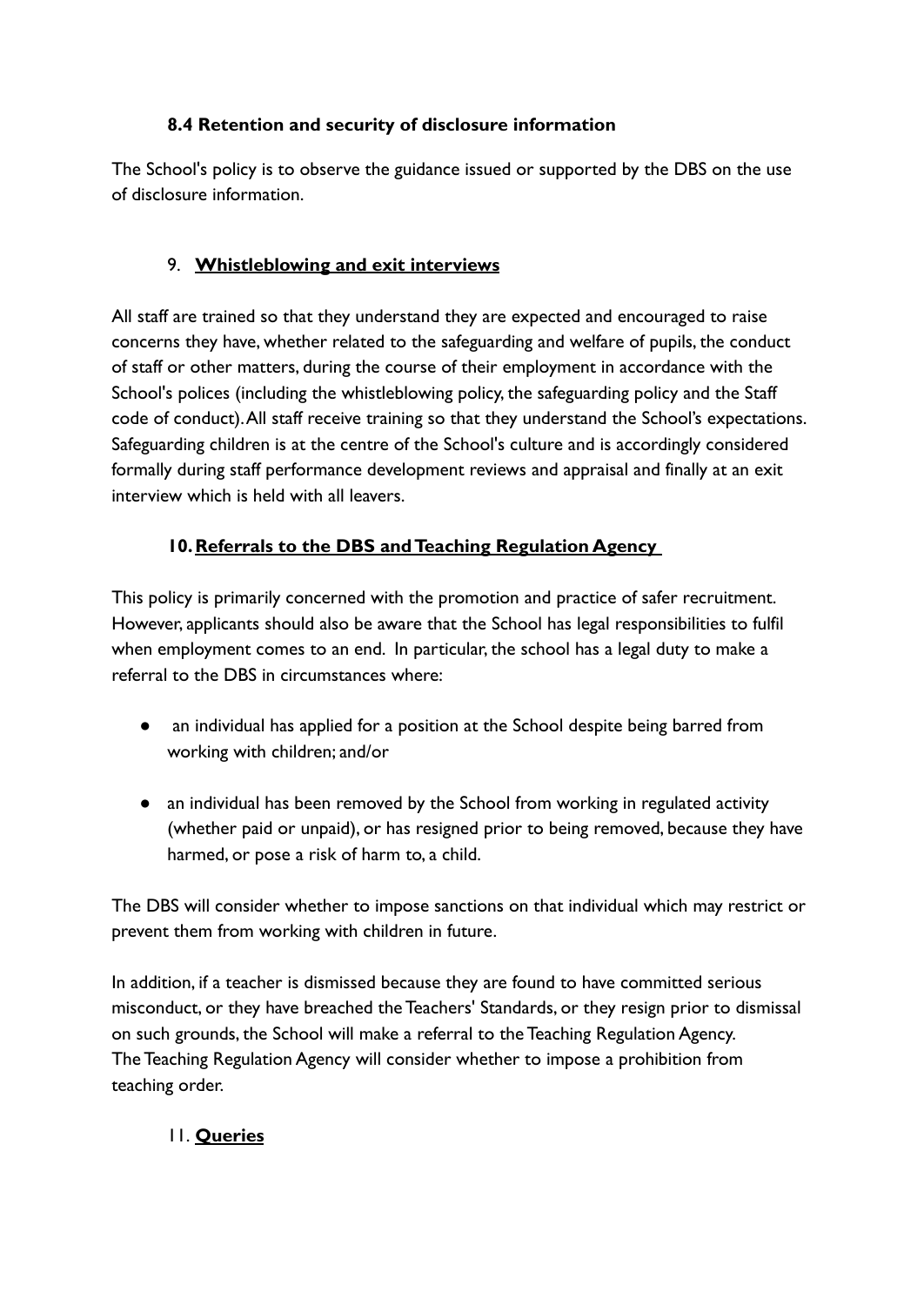### 8.4 Retention and security of disclosure information

The School's policy is to observe the guidance issued or supported by the DBS on the use of disclosure information.

## 9. **Whistleblowing and exit interviews**

All staff are trained so that they understand they are expected and encouraged to raise concerns they have, whether related to the safeguarding and welfare of pupils, the conduct of staff or other matters, during the course of their employment in accordance with the School's polices (including the whistleblowing policy, the safeguarding policy and the Staff code of conduct). All staff receive training so that they understand the School's expectations. Safeguarding children is at the centre of the School's culture and is accordingly considered formally during staff performance development reviews and appraisal and finally at an exit interview which is held with all leavers.

## 10. **Referrals to the DBS and Teaching Regulation Agency**

This policy is primarily concerned with the promotion and practice of safer recruitment. However, applicants should also be aware that the School has legal responsibilities to fulfil when employment comes to an end. In particular, the school has a legal duty to make a referral to the DBS in circumstances where:

- an individual has applied for a position at the School despite being barred from working with children; and/or
- an individual has been removed by the School from working in regulated activity (whether paid or unpaid), or has resigned prior to being removed, because they have harmed, or pose a risk of harm to, a child.

The DBS will consider whether to impose sanctions on that individual which may restrict or prevent them from working with children in future.

In addition, if a teacher is dismissed because they are found to have committed serious misconduct, or they have breached the Teachers' Standards, or they resign prior to dismissal on such grounds, the School will make a referral to the Teaching Regulation Agency. The Teaching Regulation Agency will consider whether to impose a prohibition from teaching order.

## 11. **Queries**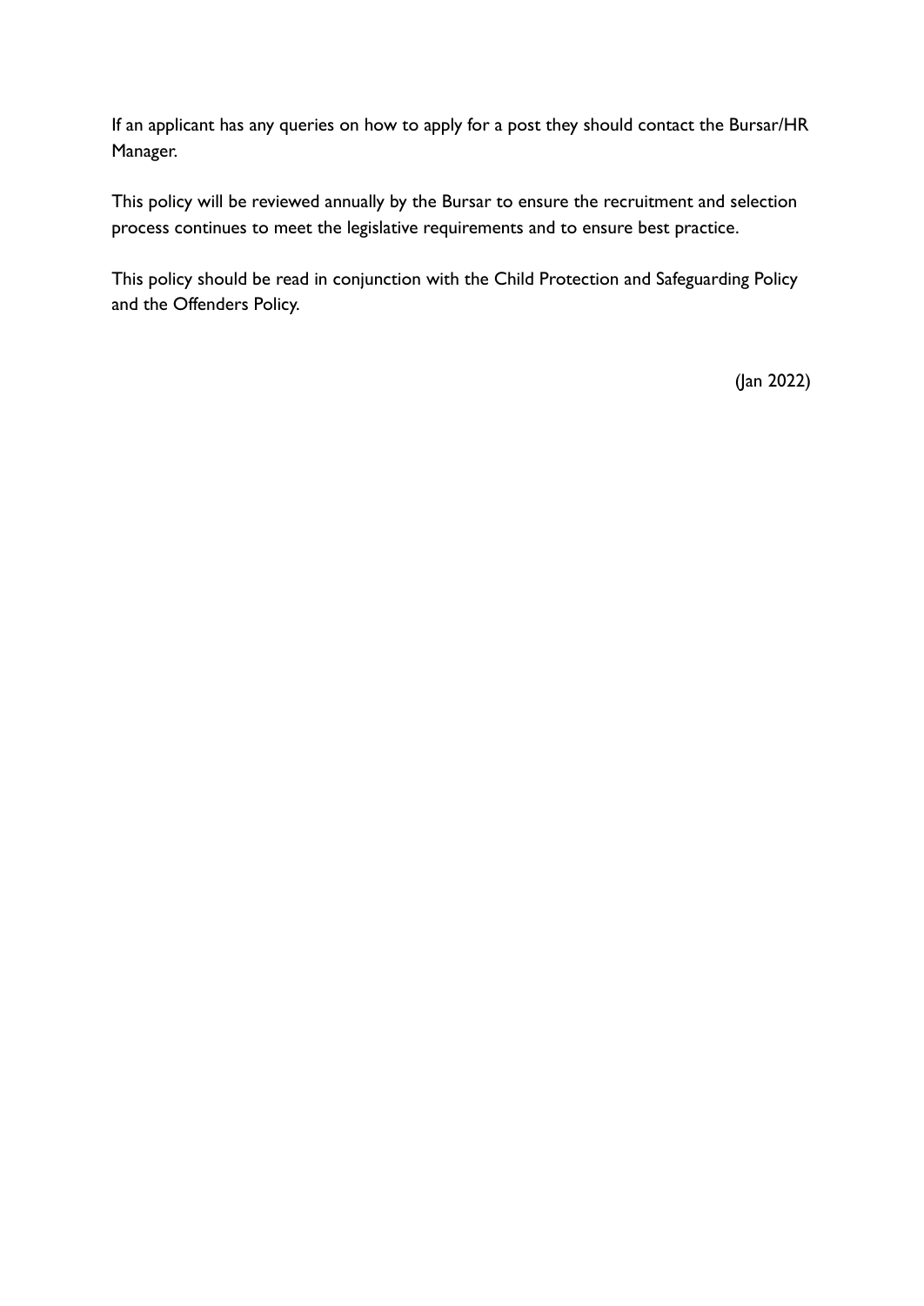If an applicant has any queries on how to apply for a post they should contact the Bursar/HR Manager.

This policy will be reviewed annually by the Bursar to ensure the recruitment and selection process continues to meet the legislative requirements and to ensure best practice.

This policy should be read in conjunction with the Child Protection and Safeguarding Policy and the Offenders Policy.

(Jan 2022)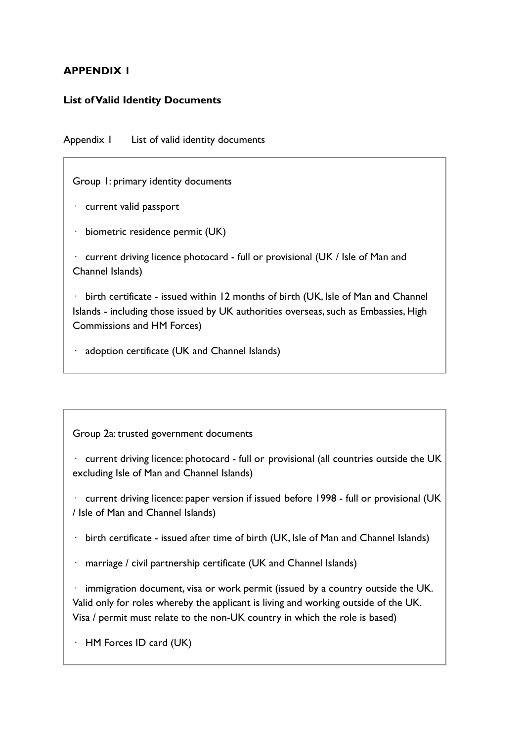**APPENDIX 1**

**List of Valid Identity Documents**

Appendix 1 List of valid identity documents

Group 1: primary identity documents

- current valid passport
- biometric residence permit (UK)
- current driving licence photocard - full or provisional (UK / Isle of Man and Channel Islands)
- birth certificate - issued within 12 months of birth (UK, Isle of Man and Channel Islands - including those issued by UK authorities overseas, such as Embassies, High Commissions and HM Forces)
- adoption certificate (UK and Channel Islands)

Group 2a: trusted government documents

- current driving licence: photocard - full or provisional (all countries outside the UK excluding Isle of Man and Channel Islands)
- current driving licence: paper version if issued before 1998 - full or provisional (UK / Isle of Man and Channel Islands)
- birth certificate - issued after time of birth (UK, Isle of Man and Channel Islands)
- marriage / civil partnership certificate (UK and Channel Islands)
- immigration document, visa or work permit (issued by a country outside the UK. Valid only for roles whereby the applicant is living and working outside of the UK. Visa / permit must relate to the non-UK country in which the role is based)
- HM Forces ID card (UK)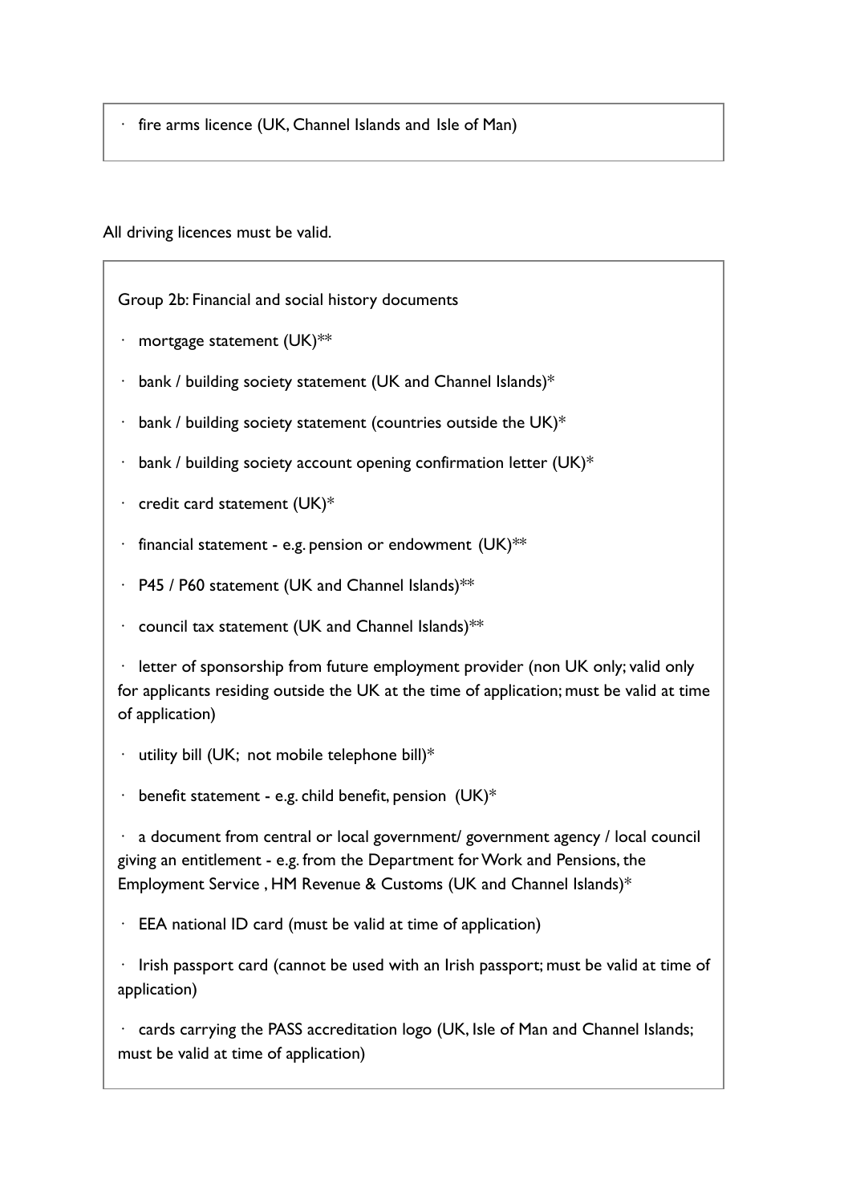- fire arms licence (UK, Channel Islands and Isle of Man)

All driving licences must be valid.

Group 2b: Financial and social history documents

- mortgage statement (UK)**
- bank / building society statement (UK and Channel Islands)*
- bank / building society statement (countries outside the UK)*
- bank / building society account opening confirmation letter (UK)*
- credit card statement (UK)*
- financial statement - e.g. pension or endowment (UK)**
- P45 / P60 statement (UK and Channel Islands)**
- council tax statement (UK and Channel Islands)**
- letter of sponsorship from future employment provider (non UK only; valid only for applicants residing outside the UK at the time of application; must be valid at time of application)
- utility bill (UK; not mobile telephone bill)*
- benefit statement - e.g. child benefit, pension (UK)*
- a document from central or local government/ government agency / local council giving an entitlement - e.g. from the Department for Work and Pensions, the Employment Service , HM Revenue & Customs (UK and Channel Islands)*
- EEA national ID card (must be valid at time of application)
- Irish passport card (cannot be used with an Irish passport; must be valid at time of application)
- cards carrying the PASS accreditation logo (UK, Isle of Man and Channel Islands; must be valid at time of application)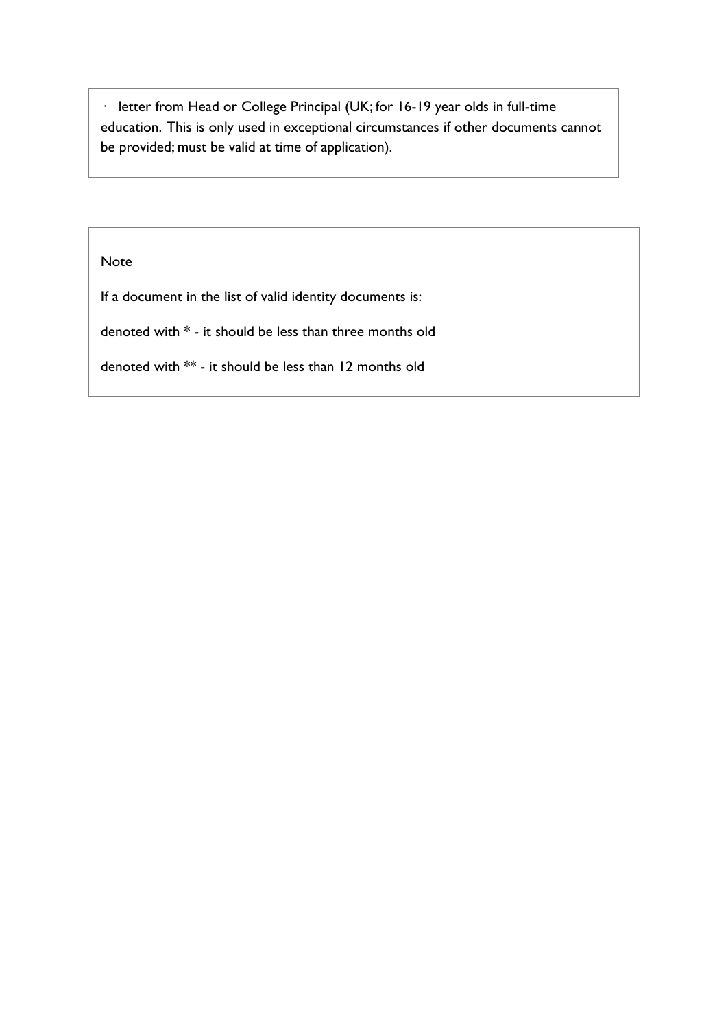- letter from Head or College Principal (UK; for 16-19 year olds in full-time education. This is only used in exceptional circumstances if other documents cannot be provided; must be valid at time of application).

Note

If a document in the list of valid identity documents is:

denoted with * - it should be less than three months old

denoted with ** - it should be less than 12 months old